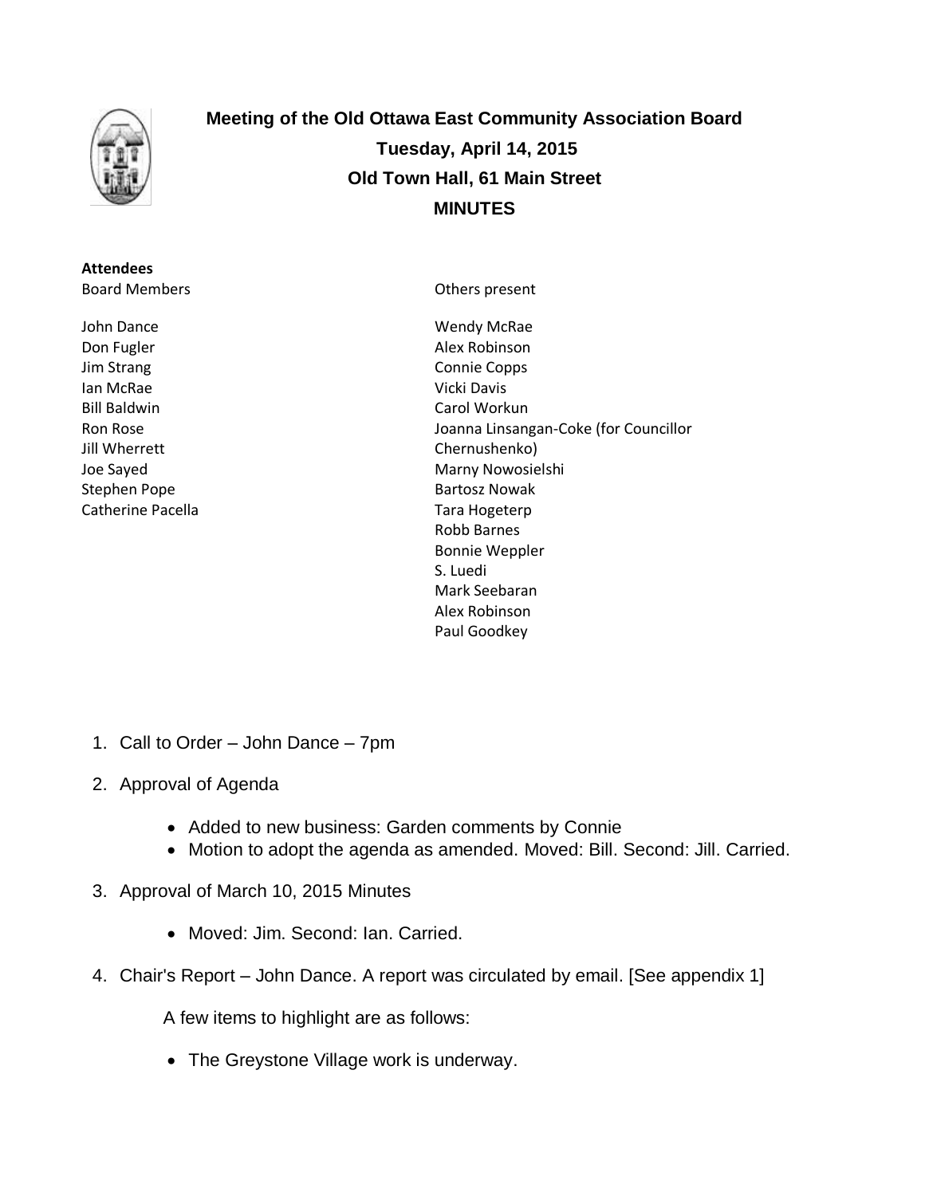# Meeting of the Old Ottawa East Community Association Board
## Tuesday, April 14, 2015
## Old Town Hall, 61 Main Street
## MINUTES

**Attendees**

Board Members

- John Dance
- Don Fugler
- Jim Strang
- Ian McRae
- Bill Baldwin
- Ron Rose
- Jill Wherrett
- Joe Sayed
- Stephen Pope
- Catherine Pacella

Others present

- Wendy McRae
- Alex Robinson
- Connie Copps
- Vicki Davis
- Carol Workun
- Joanna Linsangan-Coke (for Councillor Chernushenko)
- Marny Nowosielshi
- Bartosz Nowak
- Tara Hogeterp
- Robb Barnes
- Bonnie Weppler
- S. Luedi
- Mark Seebaran
- Alex Robinson
- Paul Goodkey

1. Call to Order – John Dance – 7pm
2. Approval of Agenda
   - Added to new business: Garden comments by Connie
   - Motion to adopt the agenda as amended. Moved: Bill. Second: Jill. Carried.
3. Approval of March 10, 2015 Minutes
   - Moved: Jim. Second: Ian. Carried.
4. Chair's Report – John Dance. A report was circulated by email. [See appendix 1]

   A few items to highlight are as follows:

   - The Greystone Village work is underway.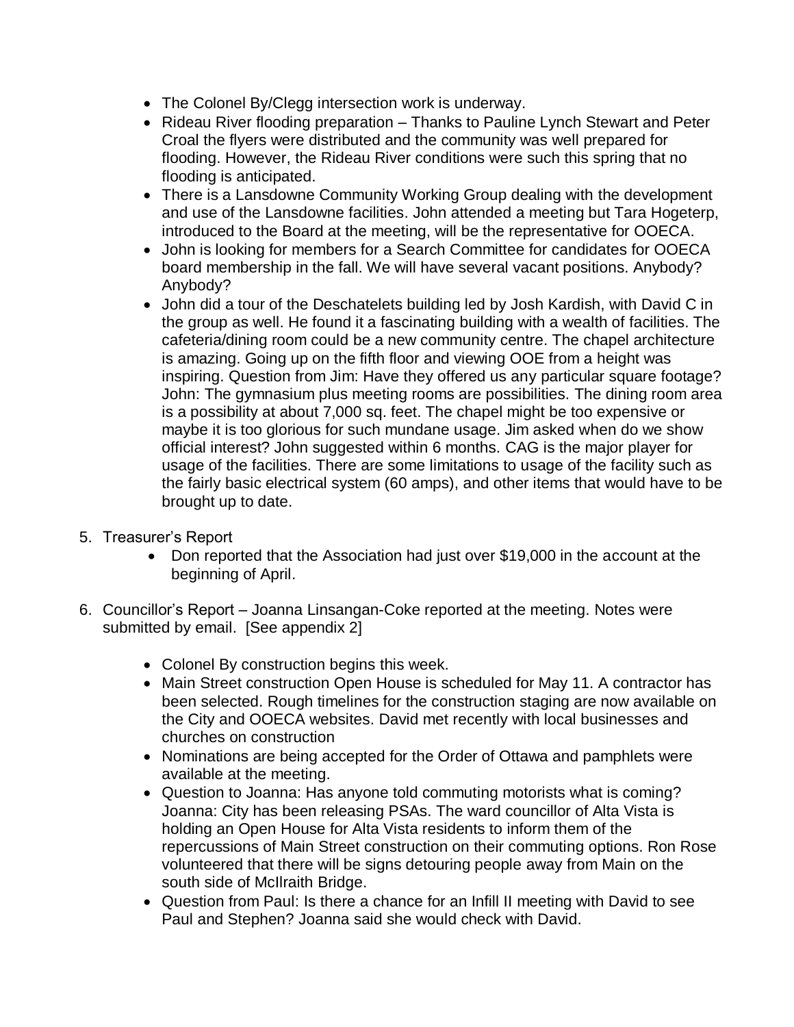- The Colonel By/Clegg intersection work is underway.
- Rideau River flooding preparation – Thanks to Pauline Lynch Stewart and Peter Croal the flyers were distributed and the community was well prepared for flooding. However, the Rideau River conditions were such this spring that no flooding is anticipated.
- There is a Lansdowne Community Working Group dealing with the development and use of the Lansdowne facilities. John attended a meeting but Tara Hogeterp, introduced to the Board at the meeting, will be the representative for OOECA.
- John is looking for members for a Search Committee for candidates for OOECA board membership in the fall. We will have several vacant positions. Anybody? Anybody?
- John did a tour of the Deschatelets building led by Josh Kardish, with David C in the group as well. He found it a fascinating building with a wealth of facilities. The cafeteria/dining room could be a new community centre. The chapel architecture is amazing. Going up on the fifth floor and viewing OOE from a height was inspiring. Question from Jim: Have they offered us any particular square footage? John: The gymnasium plus meeting rooms are possibilities. The dining room area is a possibility at about 7,000 sq. feet. The chapel might be too expensive or maybe it is too glorious for such mundane usage. Jim asked when do we show official interest? John suggested within 6 months. CAG is the major player for usage of the facilities. There are some limitations to usage of the facility such as the fairly basic electrical system (60 amps), and other items that would have to be brought up to date.

5. Treasurer's Report
   - Don reported that the Association had just over $19,000 in the account at the beginning of April.

6. Councillor's Report – Joanna Linsangan-Coke reported at the meeting. Notes were submitted by email. [See appendix 2]
   - Colonel By construction begins this week.
   - Main Street construction Open House is scheduled for May 11. A contractor has been selected. Rough timelines for the construction staging are now available on the City and OOECA websites. David met recently with local businesses and churches on construction
   - Nominations are being accepted for the Order of Ottawa and pamphlets were available at the meeting.
   - Question to Joanna: Has anyone told commuting motorists what is coming? Joanna: City has been releasing PSAs. The ward councillor of Alta Vista is holding an Open House for Alta Vista residents to inform them of the repercussions of Main Street construction on their commuting options. Ron Rose volunteered that there will be signs detouring people away from Main on the south side of McIlraith Bridge.
   - Question from Paul: Is there a chance for an Infill II meeting with David to see Paul and Stephen? Joanna said she would check with David.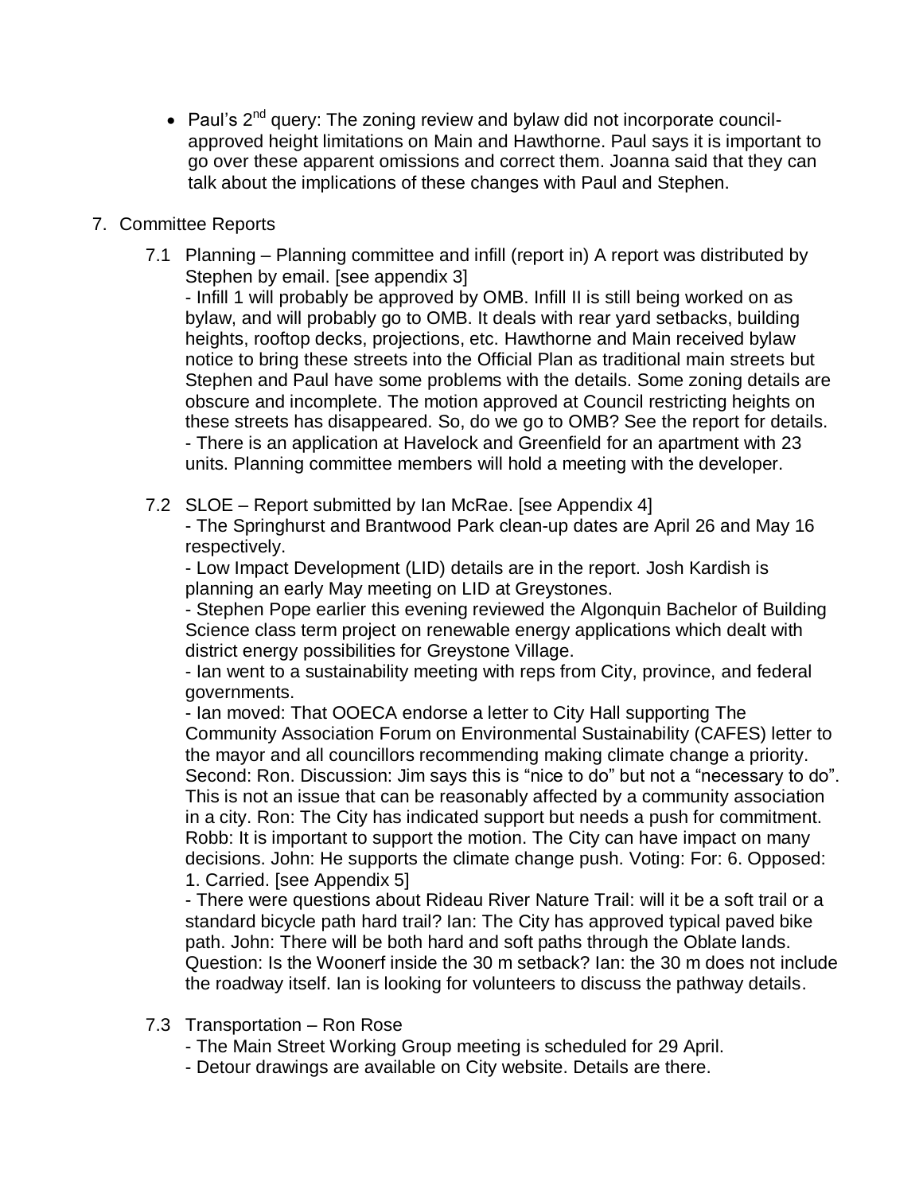- Paul's 2nd query: The zoning review and bylaw did not incorporate council-approved height limitations on Main and Hawthorne. Paul says it is important to go over these apparent omissions and correct them. Joanna said that they can talk about the implications of these changes with Paul and Stephen.

7. Committee Reports

   7.1 Planning – Planning committee and infill (report in) A report was distributed by Stephen by email. [see appendix 3]

   - Infill 1 will probably be approved by OMB. Infill II is still being worked on as bylaw, and will probably go to OMB. It deals with rear yard setbacks, building heights, rooftop decks, projections, etc. Hawthorne and Main received bylaw notice to bring these streets into the Official Plan as traditional main streets but Stephen and Paul have some problems with the details. Some zoning details are obscure and incomplete. The motion approved at Council restricting heights on these streets has disappeared. So, do we go to OMB? See the report for details.
   - There is an application at Havelock and Greenfield for an apartment with 23 units. Planning committee members will hold a meeting with the developer.

   7.2 SLOE – Report submitted by Ian McRae. [see Appendix 4]

   - The Springhurst and Brantwood Park clean-up dates are April 26 and May 16 respectively.
   - Low Impact Development (LID) details are in the report. Josh Kardish is planning an early May meeting on LID at Greystones.
   - Stephen Pope earlier this evening reviewed the Algonquin Bachelor of Building Science class term project on renewable energy applications which dealt with district energy possibilities for Greystone Village.
   - Ian went to a sustainability meeting with reps from City, province, and federal governments.
   - Ian moved: That OOECA endorse a letter to City Hall supporting The Community Association Forum on Environmental Sustainability (CAFES) letter to the mayor and all councillors recommending making climate change a priority. Second: Ron. Discussion: Jim says this is "nice to do" but not a "necessary to do". This is not an issue that can be reasonably affected by a community association in a city. Ron: The City has indicated support but needs a push for commitment. Robb: It is important to support the motion. The City can have impact on many decisions. John: He supports the climate change push. Voting: For: 6. Opposed: 1. Carried. [see Appendix 5]
   - There were questions about Rideau River Nature Trail: will it be a soft trail or a standard bicycle path hard trail? Ian: The City has approved typical paved bike path. John: There will be both hard and soft paths through the Oblate lands. Question: Is the Woonerf inside the 30 m setback? Ian: the 30 m does not include the roadway itself. Ian is looking for volunteers to discuss the pathway details.

   7.3 Transportation – Ron Rose

   - The Main Street Working Group meeting is scheduled for 29 April.
   - Detour drawings are available on City website. Details are there.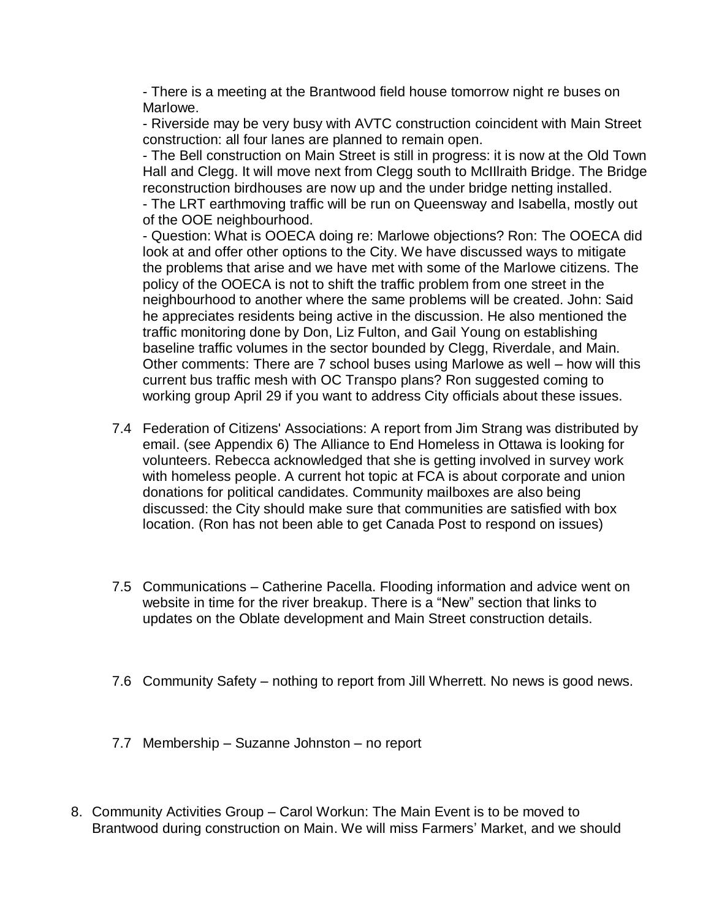- There is a meeting at the Brantwood field house tomorrow night re buses on Marlowe.
- Riverside may be very busy with AVTC construction coincident with Main Street construction: all four lanes are planned to remain open.
- The Bell construction on Main Street is still in progress: it is now at the Old Town Hall and Clegg. It will move next from Clegg south to McIllraith Bridge. The Bridge reconstruction birdhouses are now up and the under bridge netting installed.
- The LRT earthmoving traffic will be run on Queensway and Isabella, mostly out of the OOE neighbourhood.
- Question: What is OOECA doing re: Marlowe objections? Ron: The OOECA did look at and offer other options to the City. We have discussed ways to mitigate the problems that arise and we have met with some of the Marlowe citizens. The policy of the OOECA is not to shift the traffic problem from one street in the neighbourhood to another where the same problems will be created. John: Said he appreciates residents being active in the discussion. He also mentioned the traffic monitoring done by Don, Liz Fulton, and Gail Young on establishing baseline traffic volumes in the sector bounded by Clegg, Riverdale, and Main. Other comments: There are 7 school buses using Marlowe as well – how will this current bus traffic mesh with OC Transpo plans? Ron suggested coming to working group April 29 if you want to address City officials about these issues.

7.4 Federation of Citizens' Associations: A report from Jim Strang was distributed by email. (see Appendix 6) The Alliance to End Homeless in Ottawa is looking for volunteers. Rebecca acknowledged that she is getting involved in survey work with homeless people. A current hot topic at FCA is about corporate and union donations for political candidates. Community mailboxes are also being discussed: the City should make sure that communities are satisfied with box location. (Ron has not been able to get Canada Post to respond on issues)

7.5 Communications – Catherine Pacella. Flooding information and advice went on website in time for the river breakup. There is a "New" section that links to updates on the Oblate development and Main Street construction details.

7.6 Community Safety – nothing to report from Jill Wherrett. No news is good news.

7.7 Membership – Suzanne Johnston – no report

8. Community Activities Group – Carol Workun: The Main Event is to be moved to Brantwood during construction on Main. We will miss Farmers' Market, and we should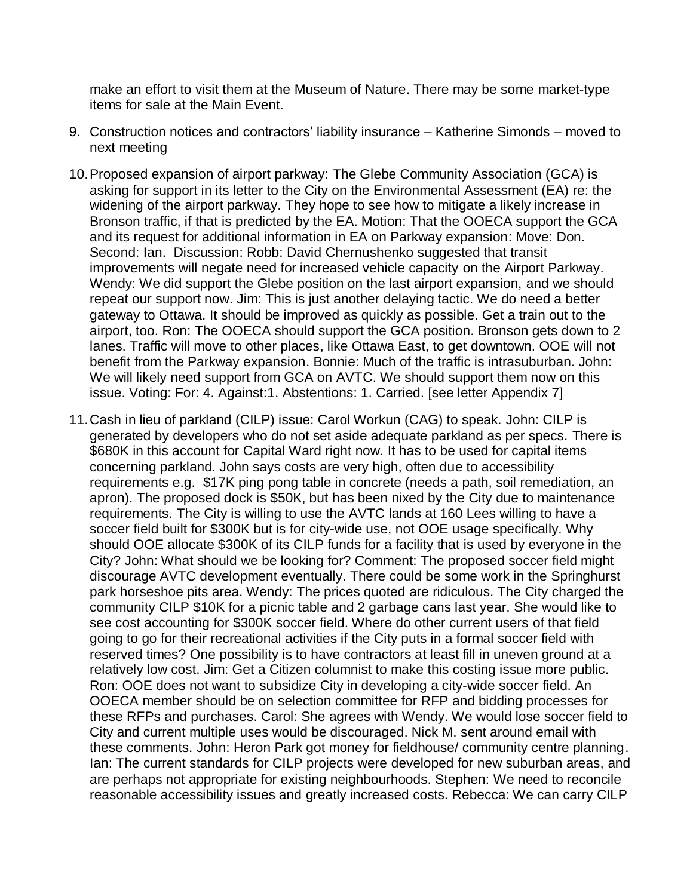make an effort to visit them at the Museum of Nature. There may be some market-type items for sale at the Main Event.

9. Construction notices and contractors' liability insurance – Katherine Simonds – moved to next meeting

10. Proposed expansion of airport parkway: The Glebe Community Association (GCA) is asking for support in its letter to the City on the Environmental Assessment (EA) re: the widening of the airport parkway. They hope to see how to mitigate a likely increase in Bronson traffic, if that is predicted by the EA. Motion: That the OOECA support the GCA and its request for additional information in EA on Parkway expansion: Move: Don. Second: Ian. Discussion: Robb: David Chernushenko suggested that transit improvements will negate need for increased vehicle capacity on the Airport Parkway. Wendy: We did support the Glebe position on the last airport expansion, and we should repeat our support now. Jim: This is just another delaying tactic. We do need a better gateway to Ottawa. It should be improved as quickly as possible. Get a train out to the airport, too. Ron: The OOECA should support the GCA position. Bronson gets down to 2 lanes. Traffic will move to other places, like Ottawa East, to get downtown. OOE will not benefit from the Parkway expansion. Bonnie: Much of the traffic is intrasuburban. John: We will likely need support from GCA on AVTC. We should support them now on this issue. Voting: For: 4. Against:1. Abstentions: 1. Carried. [see letter Appendix 7]

11. Cash in lieu of parkland (CILP) issue: Carol Workun (CAG) to speak. John: CILP is generated by developers who do not set aside adequate parkland as per specs. There is $680K in this account for Capital Ward right now. It has to be used for capital items concerning parkland. John says costs are very high, often due to accessibility requirements e.g. $17K ping pong table in concrete (needs a path, soil remediation, an apron). The proposed dock is $50K, but has been nixed by the City due to maintenance requirements. The City is willing to use the AVTC lands at 160 Lees willing to have a soccer field built for $300K but is for city-wide use, not OOE usage specifically. Why should OOE allocate $300K of its CILP funds for a facility that is used by everyone in the City? John: What should we be looking for? Comment: The proposed soccer field might discourage AVTC development eventually. There could be some work in the Springhurst park horseshoe pits area. Wendy: The prices quoted are ridiculous. The City charged the community CILP $10K for a picnic table and 2 garbage cans last year. She would like to see cost accounting for $300K soccer field. Where do other current users of that field going to go for their recreational activities if the City puts in a formal soccer field with reserved times? One possibility is to have contractors at least fill in uneven ground at a relatively low cost. Jim: Get a Citizen columnist to make this costing issue more public. Ron: OOE does not want to subsidize City in developing a city-wide soccer field. An OOECA member should be on selection committee for RFP and bidding processes for these RFPs and purchases. Carol: She agrees with Wendy. We would lose soccer field to City and current multiple uses would be discouraged. Nick M. sent around email with these comments. John: Heron Park got money for fieldhouse/ community centre planning. Ian: The current standards for CILP projects were developed for new suburban areas, and are perhaps not appropriate for existing neighbourhoods. Stephen: We need to reconcile reasonable accessibility issues and greatly increased costs. Rebecca: We can carry CILP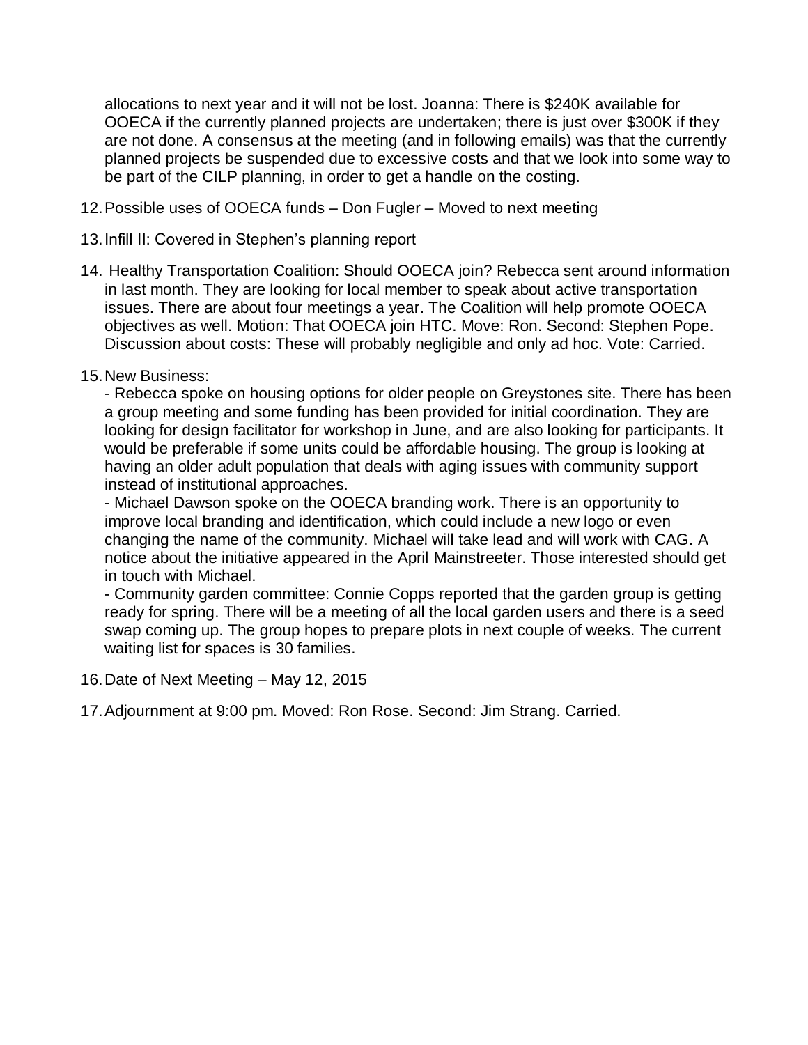allocations to next year and it will not be lost. Joanna: There is $240K available for OOECA if the currently planned projects are undertaken; there is just over $300K if they are not done. A consensus at the meeting (and in following emails) was that the currently planned projects be suspended due to excessive costs and that we look into some way to be part of the CILP planning, in order to get a handle on the costing.

12. Possible uses of OOECA funds – Don Fugler – Moved to next meeting

13. Infill II: Covered in Stephen's planning report

14. Healthy Transportation Coalition: Should OOECA join? Rebecca sent around information in last month. They are looking for local member to speak about active transportation issues. There are about four meetings a year. The Coalition will help promote OOECA objectives as well. Motion: That OOECA join HTC. Move: Ron. Second: Stephen Pope. Discussion about costs: These will probably negligible and only ad hoc. Vote: Carried.

15. New Business:
    - Rebecca spoke on housing options for older people on Greystones site. There has been a group meeting and some funding has been provided for initial coordination. They are looking for design facilitator for workshop in June, and are also looking for participants. It would be preferable if some units could be affordable housing. The group is looking at having an older adult population that deals with aging issues with community support instead of institutional approaches.
    - Michael Dawson spoke on the OOECA branding work. There is an opportunity to improve local branding and identification, which could include a new logo or even changing the name of the community. Michael will take lead and will work with CAG. A notice about the initiative appeared in the April Mainstreeter. Those interested should get in touch with Michael.
    - Community garden committee: Connie Copps reported that the garden group is getting ready for spring. There will be a meeting of all the local garden users and there is a seed swap coming up. The group hopes to prepare plots in next couple of weeks. The current waiting list for spaces is 30 families.

16. Date of Next Meeting – May 12, 2015

17. Adjournment at 9:00 pm. Moved: Ron Rose. Second: Jim Strang. Carried.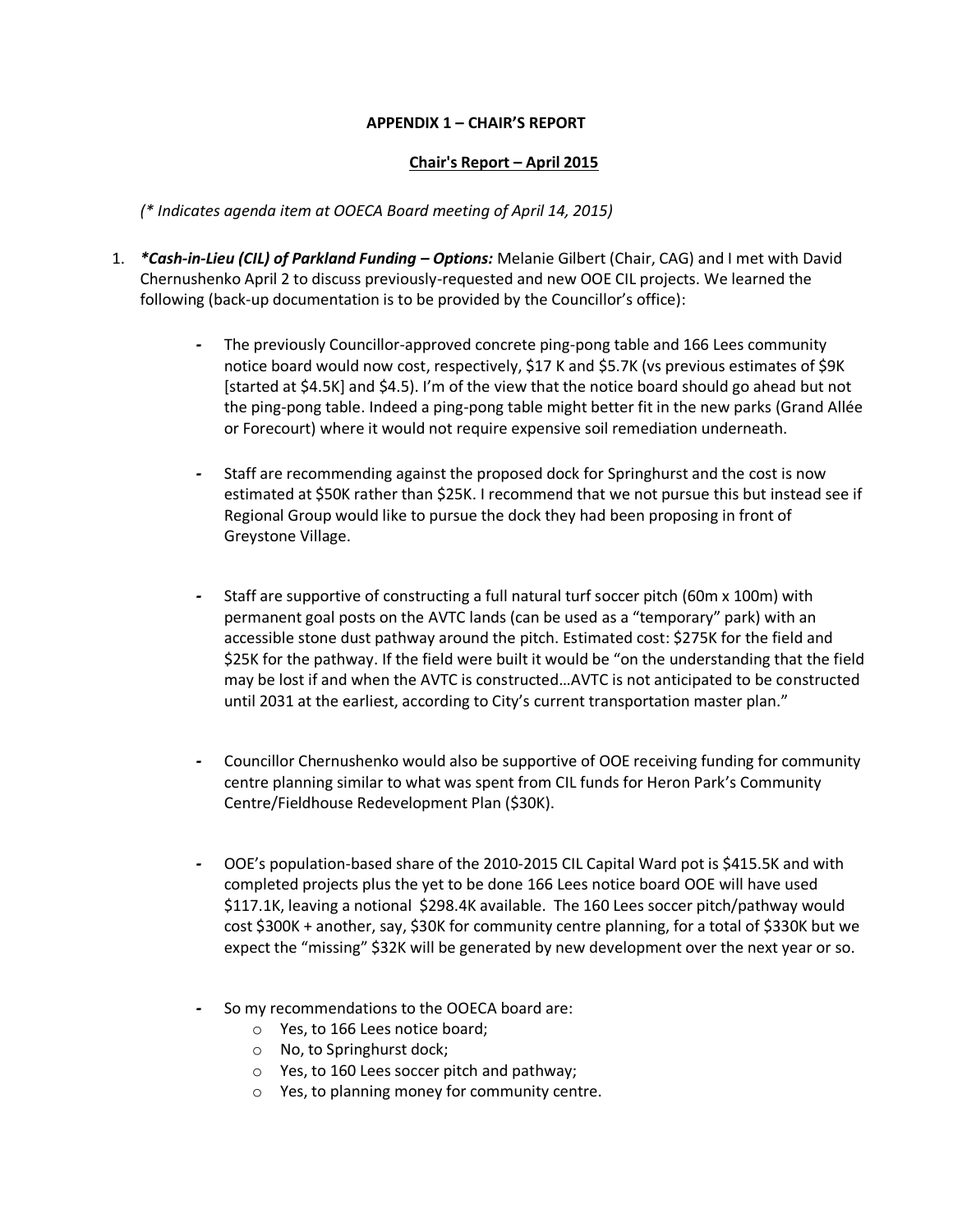**APPENDIX 1 – CHAIR'S REPORT**

**Chair's Report – April 2015**

*(* Indicates agenda item at OOECA Board meeting of April 14, 2015)*

1. ***Cash-in-Lieu (CIL) of Parkland Funding – Options:** Melanie Gilbert (Chair, CAG) and I met with David Chernushenko April 2 to discuss previously-requested and new OOE CIL projects. We learned the following (back-up documentation is to be provided by the Councillor's office):

    - The previously Councillor-approved concrete ping-pong table and 166 Lees community notice board would now cost, respectively, $17 K and $5.7K (vs previous estimates of $9K [started at $4.5K] and $4.5). I'm of the view that the notice board should go ahead but not the ping-pong table. Indeed a ping-pong table might better fit in the new parks (Grand Allée or Forecourt) where it would not require expensive soil remediation underneath.

    - Staff are recommending against the proposed dock for Springhurst and the cost is now estimated at $50K rather than $25K. I recommend that we not pursue this but instead see if Regional Group would like to pursue the dock they had been proposing in front of Greystone Village.

    - Staff are supportive of constructing a full natural turf soccer pitch (60m x 100m) with permanent goal posts on the AVTC lands (can be used as a "temporary" park) with an accessible stone dust pathway around the pitch. Estimated cost: $275K for the field and $25K for the pathway. If the field were built it would be "on the understanding that the field may be lost if and when the AVTC is constructed…AVTC is not anticipated to be constructed until 2031 at the earliest, according to City's current transportation master plan."

    - Councillor Chernushenko would also be supportive of OOE receiving funding for community centre planning similar to what was spent from CIL funds for Heron Park's Community Centre/Fieldhouse Redevelopment Plan ($30K).

    - OOE's population-based share of the 2010-2015 CIL Capital Ward pot is $415.5K and with completed projects plus the yet to be done 166 Lees notice board OOE will have used $117.1K, leaving a notional $298.4K available. The 160 Lees soccer pitch/pathway would cost $300K + another, say, $30K for community centre planning, for a total of $330K but we expect the "missing" $32K will be generated by new development over the next year or so.

    - So my recommendations to the OOECA board are:
        - Yes, to 166 Lees notice board;
        - No, to Springhurst dock;
        - Yes, to 160 Lees soccer pitch and pathway;
        - Yes, to planning money for community centre.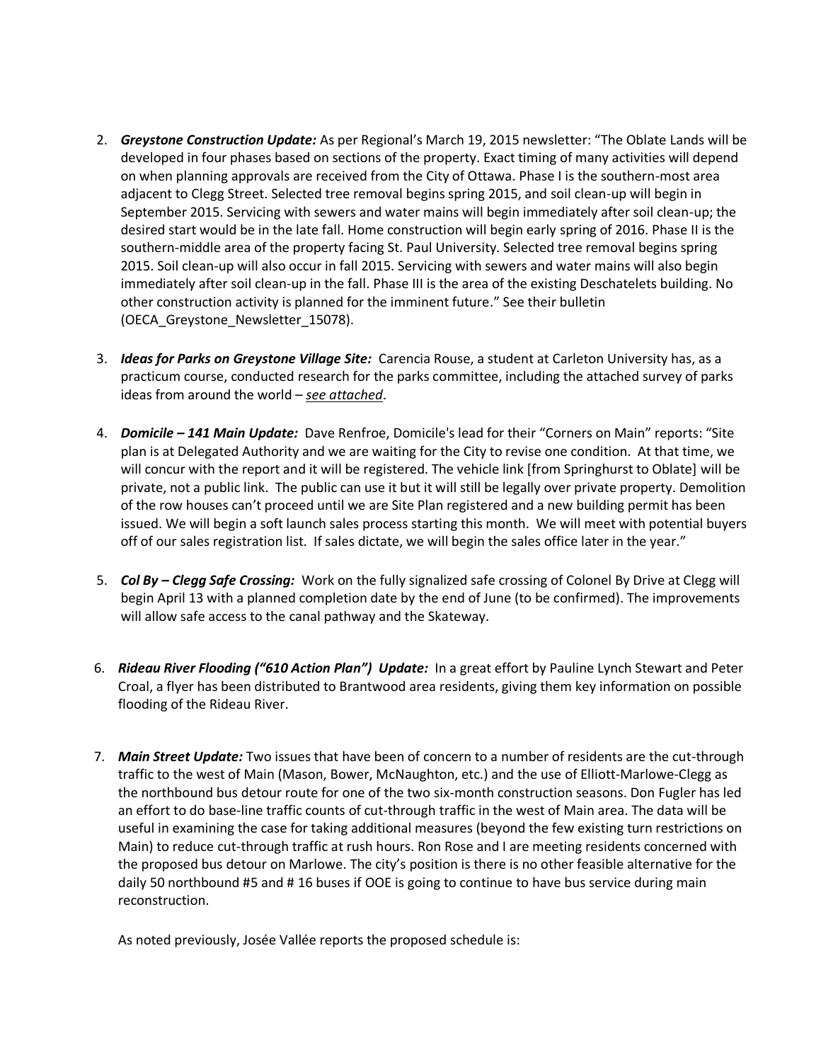2. ***Greystone Construction Update:*** As per Regional's March 19, 2015 newsletter: "The Oblate Lands will be developed in four phases based on sections of the property. Exact timing of many activities will depend on when planning approvals are received from the City of Ottawa. Phase I is the southern-most area adjacent to Clegg Street. Selected tree removal begins spring 2015, and soil clean-up will begin in September 2015. Servicing with sewers and water mains will begin immediately after soil clean-up; the desired start would be in the late fall. Home construction will begin early spring of 2016. Phase II is the southern-middle area of the property facing St. Paul University. Selected tree removal begins spring 2015. Soil clean-up will also occur in fall 2015. Servicing with sewers and water mains will also begin immediately after soil clean-up in the fall. Phase III is the area of the existing Deschatelets building. No other construction activity is planned for the imminent future." See their bulletin (OECA_Greystone_Newsletter_15078).

3. ***Ideas for Parks on Greystone Village Site:*** Carencia Rouse, a student at Carleton University has, as a practicum course, conducted research for the parks committee, including the attached survey of parks ideas from around the world – *see attached*.

4. ***Domicile – 141 Main Update:*** Dave Renfroe, Domicile's lead for their "Corners on Main" reports: "Site plan is at Delegated Authority and we are waiting for the City to revise one condition. At that time, we will concur with the report and it will be registered. The vehicle link [from Springhurst to Oblate] will be private, not a public link. The public can use it but it will still be legally over private property. Demolition of the row houses can't proceed until we are Site Plan registered and a new building permit has been issued. We will begin a soft launch sales process starting this month. We will meet with potential buyers off of our sales registration list. If sales dictate, we will begin the sales office later in the year."

5. ***Col By – Clegg Safe Crossing:*** Work on the fully signalized safe crossing of Colonel By Drive at Clegg will begin April 13 with a planned completion date by the end of June (to be confirmed). The improvements will allow safe access to the canal pathway and the Skateway.

6. ***Rideau River Flooding ("610 Action Plan") Update:*** In a great effort by Pauline Lynch Stewart and Peter Croal, a flyer has been distributed to Brantwood area residents, giving them key information on possible flooding of the Rideau River.

7. ***Main Street Update:*** Two issues that have been of concern to a number of residents are the cut-through traffic to the west of Main (Mason, Bower, McNaughton, etc.) and the use of Elliott-Marlowe-Clegg as the northbound bus detour route for one of the two six-month construction seasons. Don Fugler has led an effort to do base-line traffic counts of cut-through traffic in the west of Main area. The data will be useful in examining the case for taking additional measures (beyond the few existing turn restrictions on Main) to reduce cut-through traffic at rush hours. Ron Rose and I are meeting residents concerned with the proposed bus detour on Marlowe. The city's position is there is no other feasible alternative for the daily 50 northbound #5 and # 16 buses if OOE is going to continue to have bus service during main reconstruction.

   As noted previously, Josée Vallée reports the proposed schedule is: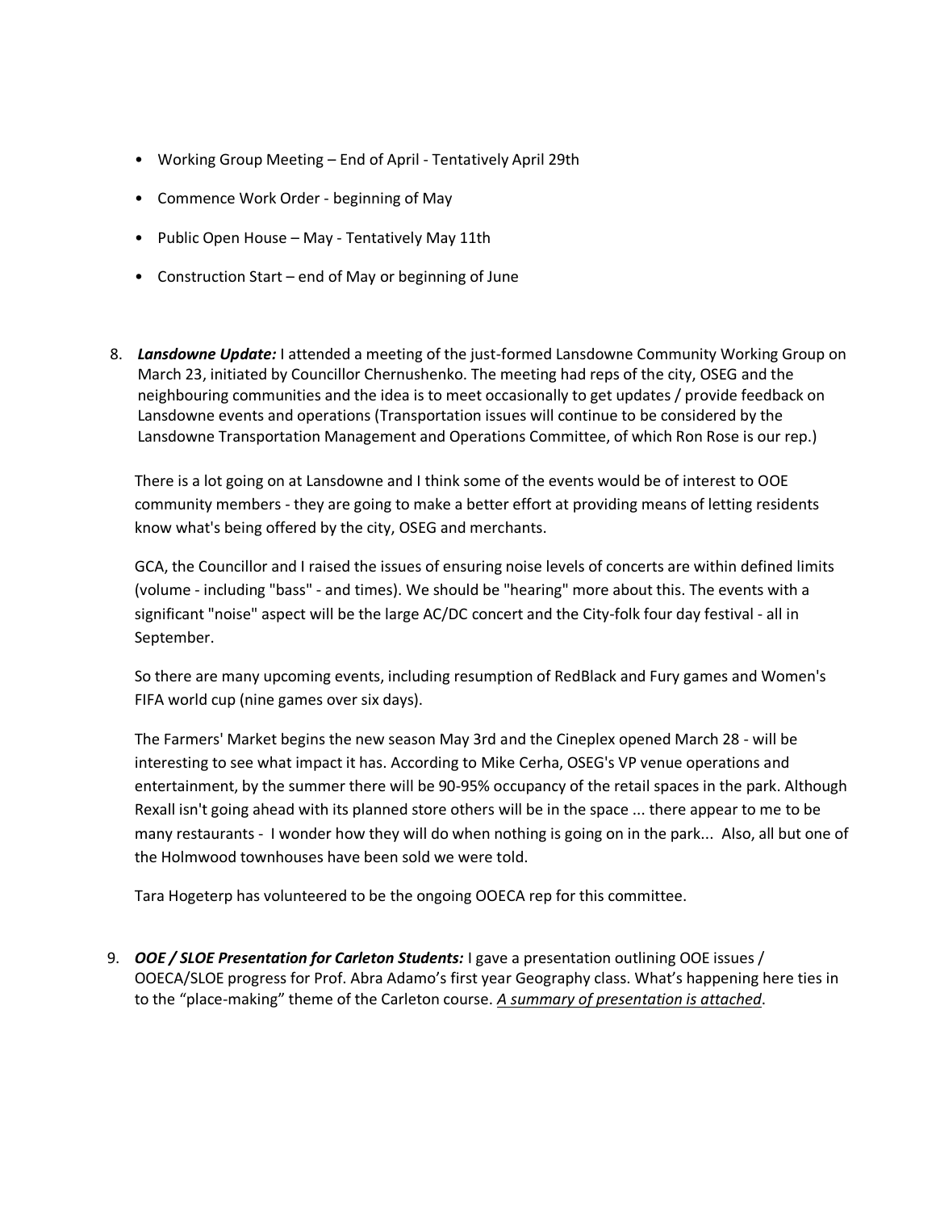- Working Group Meeting – End of April - Tentatively April 29th
- Commence Work Order - beginning of May
- Public Open House – May - Tentatively May 11th
- Construction Start – end of May or beginning of June

8. ***Lansdowne Update:*** I attended a meeting of the just-formed Lansdowne Community Working Group on March 23, initiated by Councillor Chernushenko. The meeting had reps of the city, OSEG and the neighbouring communities and the idea is to meet occasionally to get updates / provide feedback on Lansdowne events and operations (Transportation issues will continue to be considered by the Lansdowne Transportation Management and Operations Committee, of which Ron Rose is our rep.)

   There is a lot going on at Lansdowne and I think some of the events would be of interest to OOE community members - they are going to make a better effort at providing means of letting residents know what's being offered by the city, OSEG and merchants.

   GCA, the Councillor and I raised the issues of ensuring noise levels of concerts are within defined limits (volume - including "bass" - and times). We should be "hearing" more about this. The events with a significant "noise" aspect will be the large AC/DC concert and the City-folk four day festival - all in September.

   So there are many upcoming events, including resumption of RedBlack and Fury games and Women's FIFA world cup (nine games over six days).

   The Farmers' Market begins the new season May 3rd and the Cineplex opened March 28 - will be interesting to see what impact it has. According to Mike Cerha, OSEG's VP venue operations and entertainment, by the summer there will be 90-95% occupancy of the retail spaces in the park. Although Rexall isn't going ahead with its planned store others will be in the space ... there appear to me to be many restaurants - I wonder how they will do when nothing is going on in the park... Also, all but one of the Holmwood townhouses have been sold we were told.

   Tara Hogeterp has volunteered to be the ongoing OOECA rep for this committee.

9. ***OOE / SLOE Presentation for Carleton Students:*** I gave a presentation outlining OOE issues / OOECA/SLOE progress for Prof. Abra Adamo's first year Geography class. What's happening here ties in to the "place-making" theme of the Carleton course. *A summary of presentation is attached*.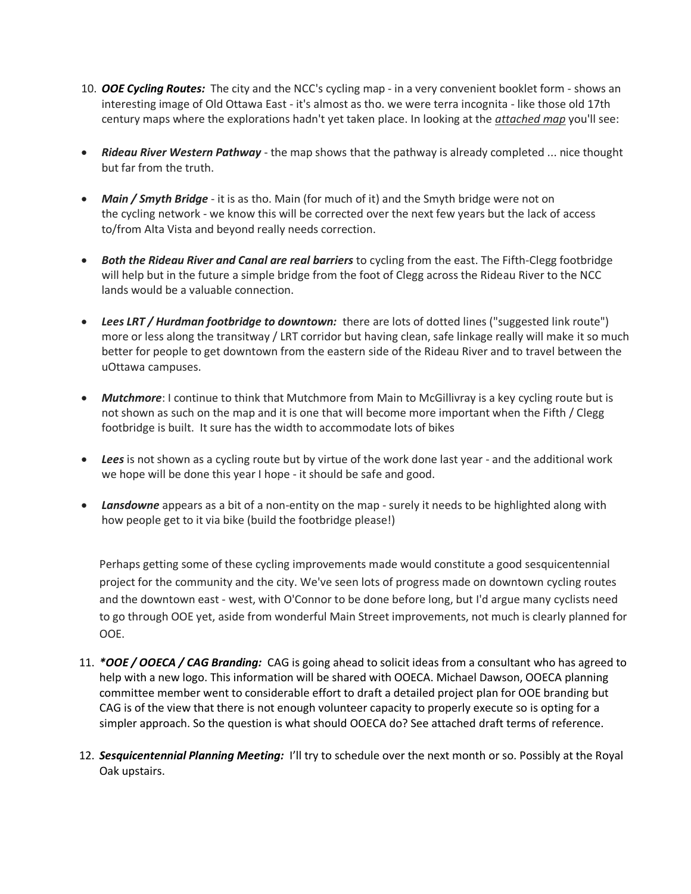10. ***OOE Cycling Routes:*** The city and the NCC's cycling map - in a very convenient booklet form - shows an interesting image of Old Ottawa East - it's almost as tho. we were terra incognita - like those old 17th century maps where the explorations hadn't yet taken place. In looking at the ***attached map*** you'll see:

- ***Rideau River Western Pathway*** - the map shows that the pathway is already completed ... nice thought but far from the truth.

- ***Main / Smyth Bridge*** - it is as tho. Main (for much of it) and the Smyth bridge were not on the cycling network - we know this will be corrected over the next few years but the lack of access to/from Alta Vista and beyond really needs correction.

- ***Both the Rideau River and Canal are real barriers*** to cycling from the east. The Fifth-Clegg footbridge will help but in the future a simple bridge from the foot of Clegg across the Rideau River to the NCC lands would be a valuable connection.

- ***Lees LRT / Hurdman footbridge to downtown:*** there are lots of dotted lines ("suggested link route") more or less along the transitway / LRT corridor but having clean, safe linkage really will make it so much better for people to get downtown from the eastern side of the Rideau River and to travel between the uOttawa campuses.

- ***Mutchmore***: I continue to think that Mutchmore from Main to McGillivray is a key cycling route but is not shown as such on the map and it is one that will become more important when the Fifth / Clegg footbridge is built. It sure has the width to accommodate lots of bikes

- ***Lees*** is not shown as a cycling route but by virtue of the work done last year - and the additional work we hope will be done this year I hope - it should be safe and good.

- ***Lansdowne*** appears as a bit of a non-entity on the map - surely it needs to be highlighted along with how people get to it via bike (build the footbridge please!)

Perhaps getting some of these cycling improvements made would constitute a good sesquicentennial project for the community and the city. We've seen lots of progress made on downtown cycling routes and the downtown east - west, with O'Connor to be done before long, but I'd argue many cyclists need to go through OOE yet, aside from wonderful Main Street improvements, not much is clearly planned for OOE.

11. ***\*OOE / OOECA / CAG Branding:*** CAG is going ahead to solicit ideas from a consultant who has agreed to help with a new logo. This information will be shared with OOECA. Michael Dawson, OOECA planning committee member went to considerable effort to draft a detailed project plan for OOE branding but CAG is of the view that there is not enough volunteer capacity to properly execute so is opting for a simpler approach. So the question is what should OOECA do? See attached draft terms of reference.

12. ***Sesquicentennial Planning Meeting:*** I'll try to schedule over the next month or so. Possibly at the Royal Oak upstairs.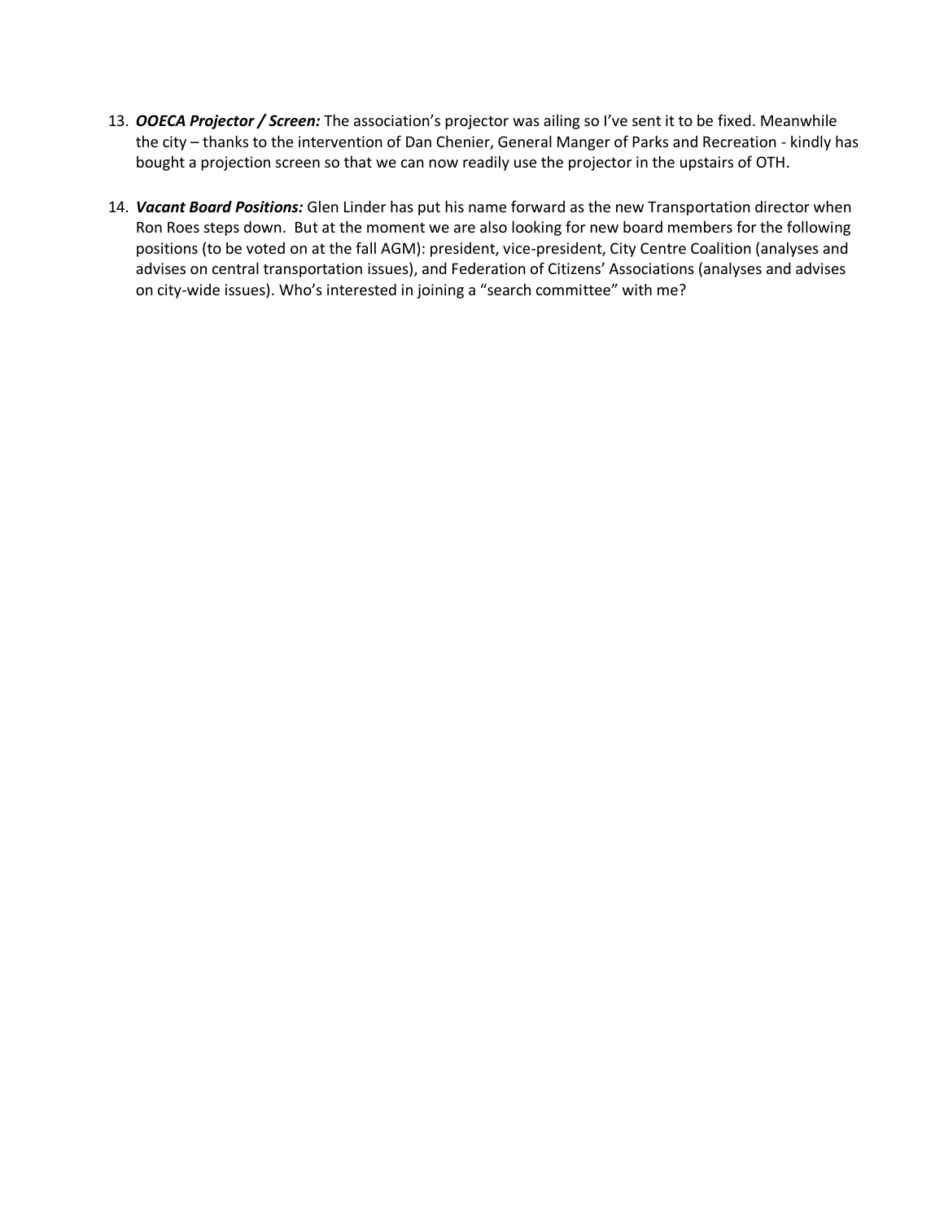13. ***OOECA Projector / Screen:*** The association's projector was ailing so I've sent it to be fixed. Meanwhile the city – thanks to the intervention of Dan Chenier, General Manger of Parks and Recreation - kindly has bought a projection screen so that we can now readily use the projector in the upstairs of OTH.

14. ***Vacant Board Positions:*** Glen Linder has put his name forward as the new Transportation director when Ron Roes steps down. But at the moment we are also looking for new board members for the following positions (to be voted on at the fall AGM): president, vice-president, City Centre Coalition (analyses and advises on central transportation issues), and Federation of Citizens' Associations (analyses and advises on city-wide issues). Who's interested in joining a "search committee" with me?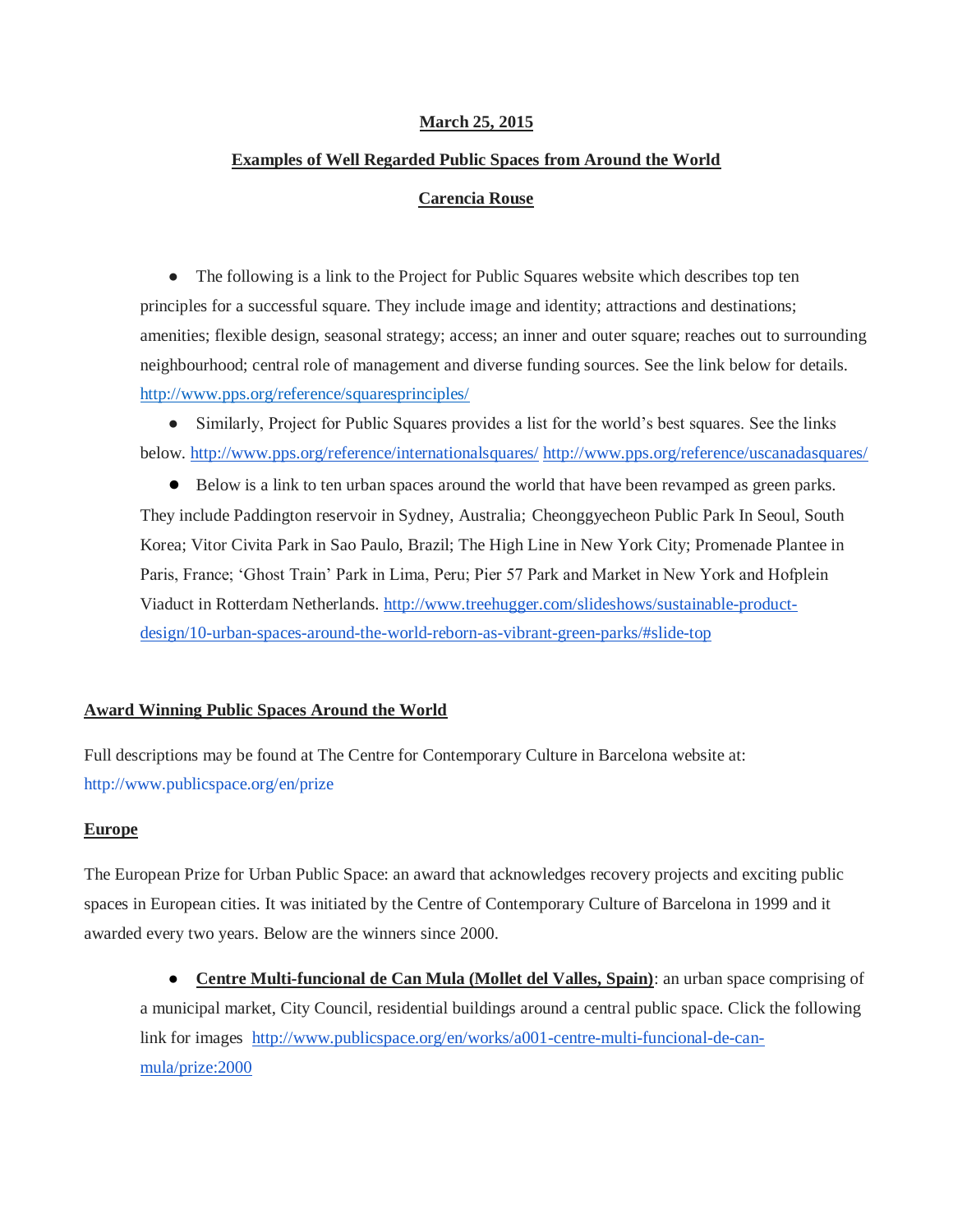**March 25, 2015**

**Examples of Well Regarded Public Spaces from Around the World**

**Carencia Rouse**

- The following is a link to the Project for Public Squares website which describes top ten principles for a successful square. They include image and identity; attractions and destinations; amenities; flexible design, seasonal strategy; access; an inner and outer square; reaches out to surrounding neighbourhood; central role of management and diverse funding sources. See the link below for details. http://www.pps.org/reference/squaresprinciples/
- Similarly, Project for Public Squares provides a list for the world's best squares. See the links below. http://www.pps.org/reference/internationalsquares/ http://www.pps.org/reference/uscanadasquares/
- Below is a link to ten urban spaces around the world that have been revamped as green parks. They include Paddington reservoir in Sydney, Australia; Cheonggyecheon Public Park In Seoul, South Korea; Vitor Civita Park in Sao Paulo, Brazil; The High Line in New York City; Promenade Plantee in Paris, France; 'Ghost Train' Park in Lima, Peru; Pier 57 Park and Market in New York and Hofplein Viaduct in Rotterdam Netherlands. http://www.treehugger.com/slideshows/sustainable-product-design/10-urban-spaces-around-the-world-reborn-as-vibrant-green-parks/#slide-top

**Award Winning Public Spaces Around the World**

Full descriptions may be found at The Centre for Contemporary Culture in Barcelona website at: http://www.publicspace.org/en/prize

**Europe**

The European Prize for Urban Public Space: an award that acknowledges recovery projects and exciting public spaces in European cities. It was initiated by the Centre of Contemporary Culture of Barcelona in 1999 and it awarded every two years. Below are the winners since 2000.

- **Centre Multi-funcional de Can Mula (Mollet del Valles, Spain)**: an urban space comprising of a municipal market, City Council, residential buildings around a central public space. Click the following link for images http://www.publicspace.org/en/works/a001-centre-multi-funcional-de-can-mula/prize:2000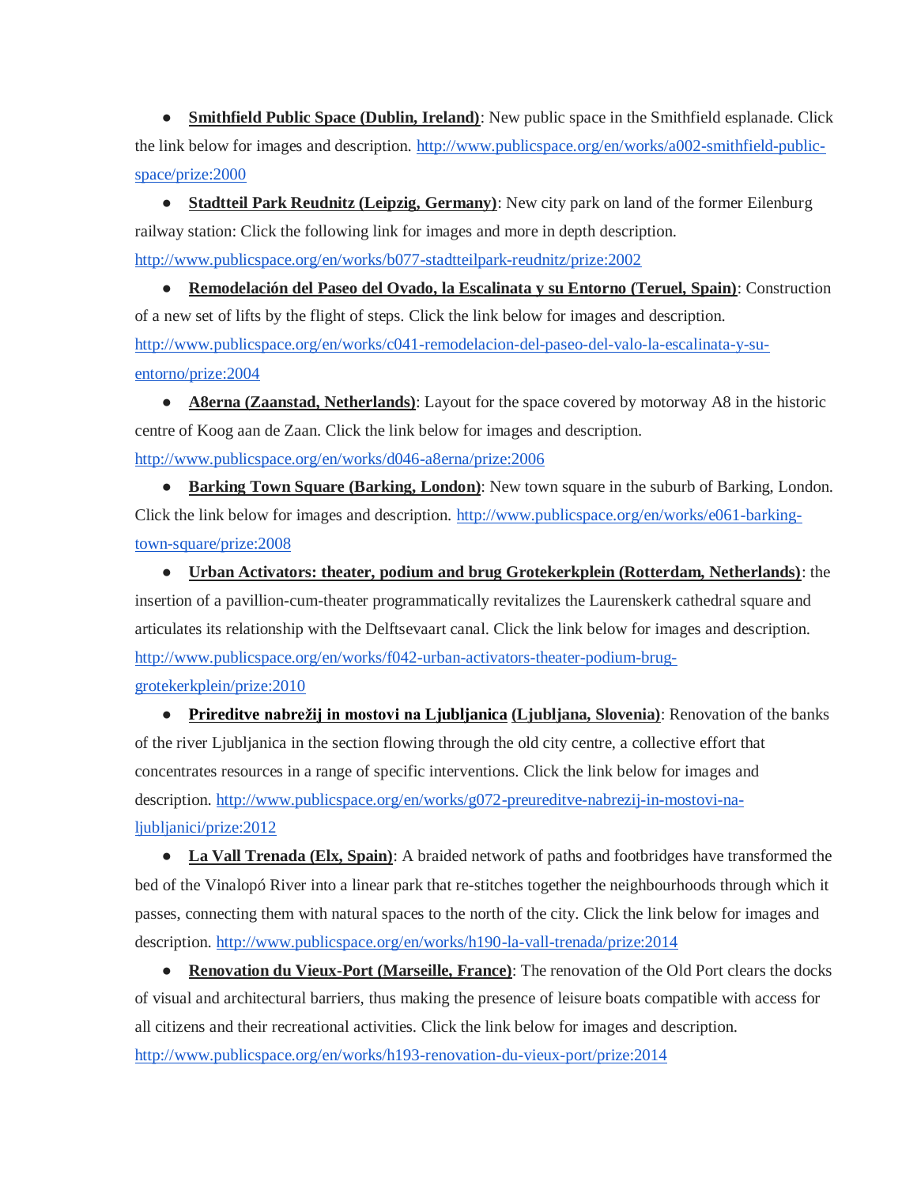- **Smithfield Public Space (Dublin, Ireland)**: New public space in the Smithfield esplanade. Click the link below for images and description. http://www.publicspace.org/en/works/a002-smithfield-public-space/prize:2000
- **Stadtteil Park Reudnitz (Leipzig, Germany)**: New city park on land of the former Eilenburg railway station: Click the following link for images and more in depth description. http://www.publicspace.org/en/works/b077-stadtteilpark-reudnitz/prize:2002
- **Remodelación del Paseo del Ovado, la Escalinata y su Entorno (Teruel, Spain)**: Construction of a new set of lifts by the flight of steps. Click the link below for images and description. http://www.publicspace.org/en/works/c041-remodelacion-del-paseo-del-valo-la-escalinata-y-su-entorno/prize:2004
- **A8erna (Zaanstad, Netherlands)**: Layout for the space covered by motorway A8 in the historic centre of Koog aan de Zaan. Click the link below for images and description. http://www.publicspace.org/en/works/d046-a8erna/prize:2006
- **Barking Town Square (Barking, London)**: New town square in the suburb of Barking, London. Click the link below for images and description. http://www.publicspace.org/en/works/e061-barking-town-square/prize:2008
- **Urban Activators: theater, podium and brug Grotekerkplein (Rotterdam, Netherlands)**: the insertion of a pavillion-cum-theater programmatically revitalizes the Laurenskerk cathedral square and articulates its relationship with the Delftsevaart canal. Click the link below for images and description. http://www.publicspace.org/en/works/f042-urban-activators-theater-podium-brug-grotekerkplein/prize:2010
- **Prireditve nabrežij in mostovi na Ljubljanica (Ljubljana, Slovenia)**: Renovation of the banks of the river Ljubljanica in the section flowing through the old city centre, a collective effort that concentrates resources in a range of specific interventions. Click the link below for images and description. http://www.publicspace.org/en/works/g072-preureditve-nabrezij-in-mostovi-na-ljubljanici/prize:2012
- **La Vall Trenada (Elx, Spain)**: A braided network of paths and footbridges have transformed the bed of the Vinalopó River into a linear park that re-stitches together the neighbourhoods through which it passes, connecting them with natural spaces to the north of the city. Click the link below for images and description. http://www.publicspace.org/en/works/h190-la-vall-trenada/prize:2014
- **Renovation du Vieux-Port (Marseille, France)**: The renovation of the Old Port clears the docks of visual and architectural barriers, thus making the presence of leisure boats compatible with access for all citizens and their recreational activities. Click the link below for images and description. http://www.publicspace.org/en/works/h193-renovation-du-vieux-port/prize:2014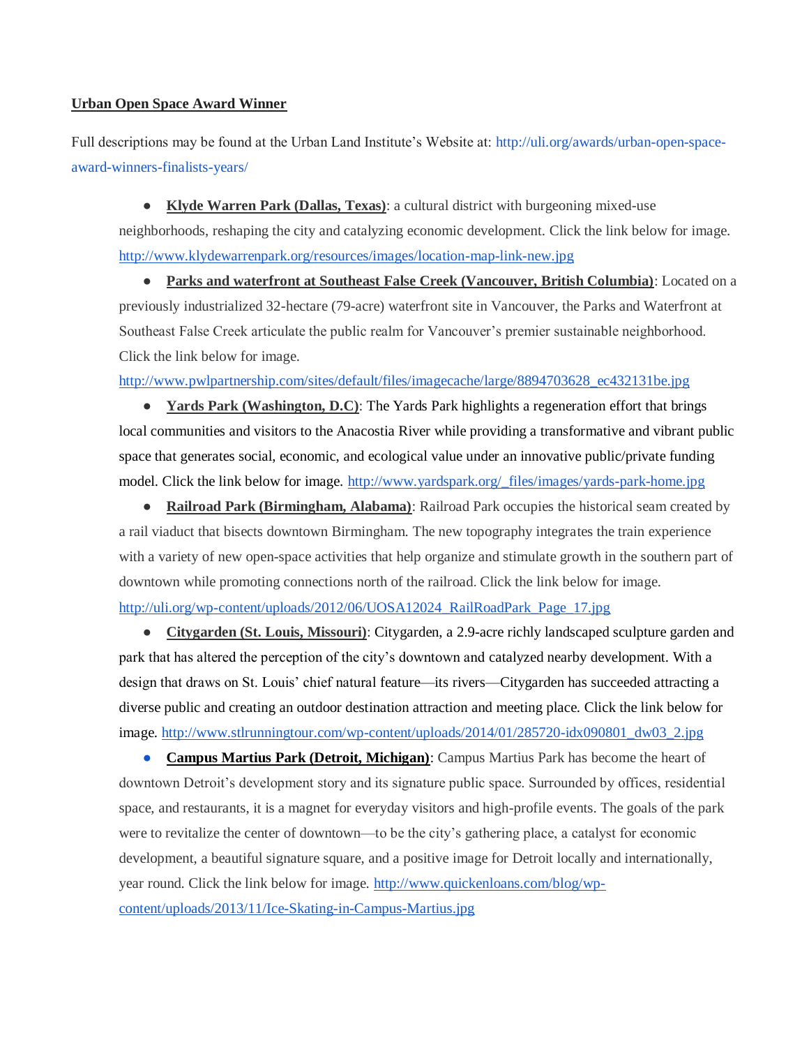**Urban Open Space Award Winner**

Full descriptions may be found at the Urban Land Institute's Website at: http://uli.org/awards/urban-open-space-award-winners-finalists-years/

- **Klyde Warren Park (Dallas, Texas)**: a cultural district with burgeoning mixed-use neighborhoods, reshaping the city and catalyzing economic development. Click the link below for image. http://www.klydewarrenpark.org/resources/images/location-map-link-new.jpg
- **Parks and waterfront at Southeast False Creek (Vancouver, British Columbia)**: Located on a previously industrialized 32-hectare (79-acre) waterfront site in Vancouver, the Parks and Waterfront at Southeast False Creek articulate the public realm for Vancouver's premier sustainable neighborhood. Click the link below for image. http://www.pwlpartnership.com/sites/default/files/imagecache/large/8894703628_ec432131be.jpg
- **Yards Park (Washington, D.C)**: The Yards Park highlights a regeneration effort that brings local communities and visitors to the Anacostia River while providing a transformative and vibrant public space that generates social, economic, and ecological value under an innovative public/private funding model. Click the link below for image. http://www.yardspark.org/_files/images/yards-park-home.jpg
- **Railroad Park (Birmingham, Alabama)**: Railroad Park occupies the historical seam created by a rail viaduct that bisects downtown Birmingham. The new topography integrates the train experience with a variety of new open-space activities that help organize and stimulate growth in the southern part of downtown while promoting connections north of the railroad. Click the link below for image. http://uli.org/wp-content/uploads/2012/06/UOSA12024_RailRoadPark_Page_17.jpg
- **Citygarden (St. Louis, Missouri)**: Citygarden, a 2.9-acre richly landscaped sculpture garden and park that has altered the perception of the city's downtown and catalyzed nearby development. With a design that draws on St. Louis' chief natural feature—its rivers—Citygarden has succeeded attracting a diverse public and creating an outdoor destination attraction and meeting place. Click the link below for image. http://www.stlrunningtour.com/wp-content/uploads/2014/01/285720-idx090801_dw03_2.jpg
- **Campus Martius Park (Detroit, Michigan)**: Campus Martius Park has become the heart of downtown Detroit's development story and its signature public space. Surrounded by offices, residential space, and restaurants, it is a magnet for everyday visitors and high-profile events. The goals of the park were to revitalize the center of downtown—to be the city's gathering place, a catalyst for economic development, a beautiful signature square, and a positive image for Detroit locally and internationally, year round. Click the link below for image. http://www.quickenloans.com/blog/wp-content/uploads/2013/11/Ice-Skating-in-Campus-Martius.jpg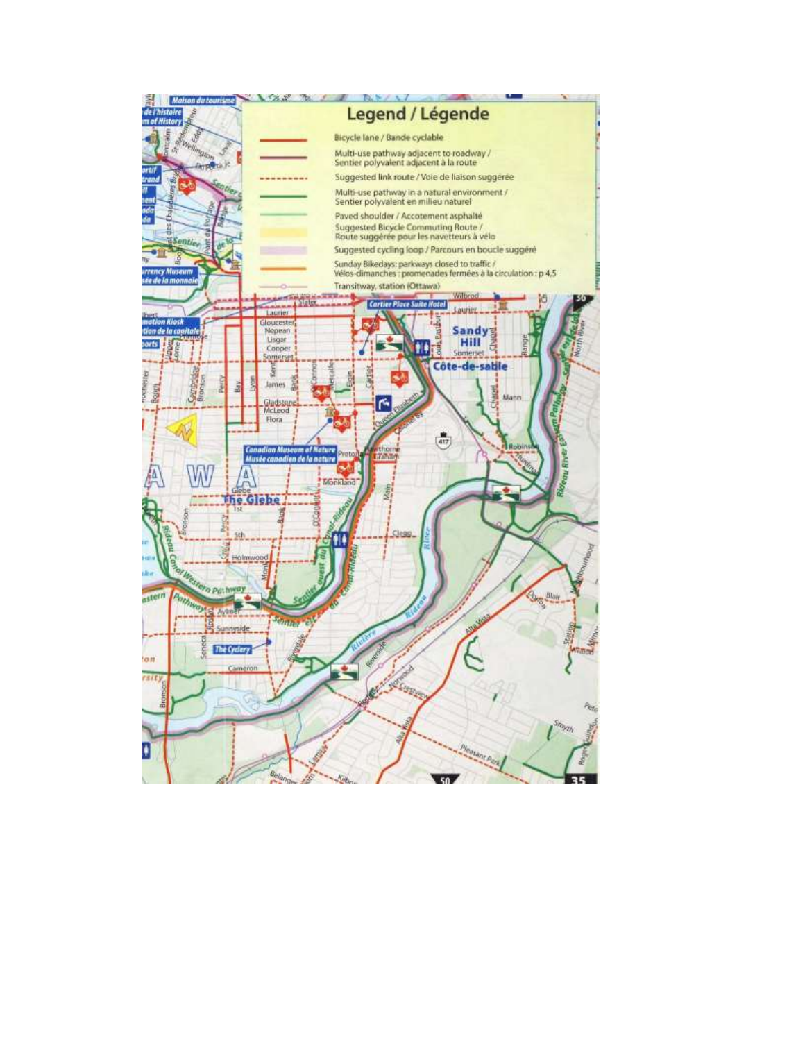# Legend / Légende

- Bicycle lane / Bande cyclable
- Multi-use pathway adjacent to roadway / Sentier polyvalent adjacent à la route
- Suggested link route / Voie de liaison suggérée
- Multi-use pathway in a natural environment / Sentier polyvalent en milieu naturel
- Paved shoulder / Accotement asphalté
- Suggested Bicycle Commuting Route / Route suggérée pour les navetteurs à vélo
- Suggested cycling loop / Parcours en boucle suggéré
- Sunday Bikedays: parkways closed to traffic / Vélos-dimanches : promenades fermées à la circulation : p 4,5
- Transitway, station (Ottawa)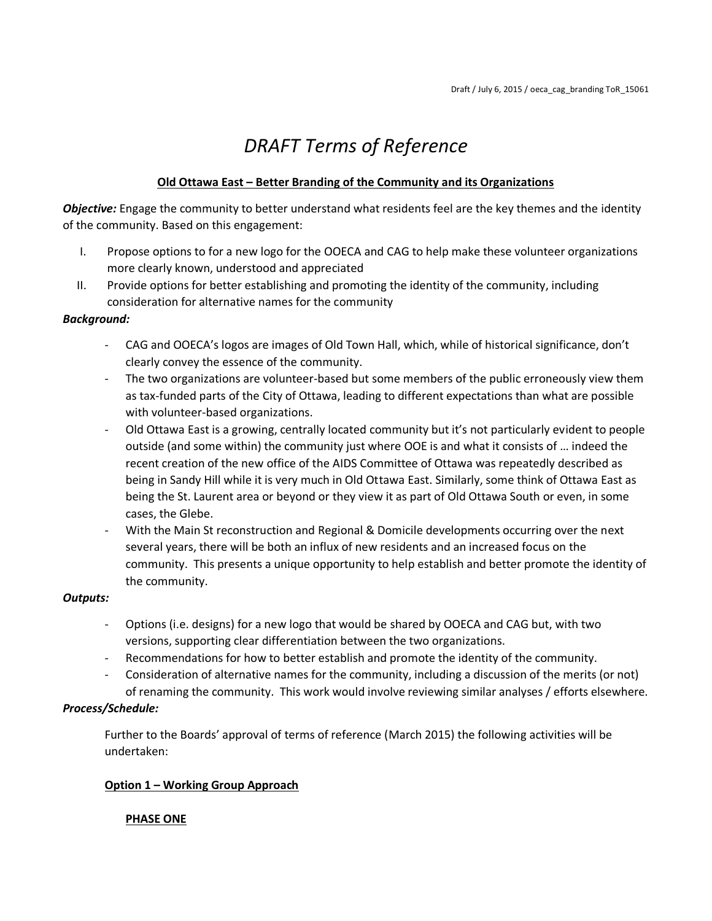Draft / July 6, 2015 / oeca_cag_branding ToR_15061

# *DRAFT Terms of Reference*

**Old Ottawa East – Better Branding of the Community and its Organizations**

***Objective:*** Engage the community to better understand what residents feel are the key themes and the identity of the community. Based on this engagement:

I. Propose options to for a new logo for the OOECA and CAG to help make these volunteer organizations more clearly known, understood and appreciated
II. Provide options for better establishing and promoting the identity of the community, including consideration for alternative names for the community

***Background:***

- CAG and OOECA's logos are images of Old Town Hall, which, while of historical significance, don't clearly convey the essence of the community.
- The two organizations are volunteer-based but some members of the public erroneously view them as tax-funded parts of the City of Ottawa, leading to different expectations than what are possible with volunteer-based organizations.
- Old Ottawa East is a growing, centrally located community but it's not particularly evident to people outside (and some within) the community just where OOE is and what it consists of … indeed the recent creation of the new office of the AIDS Committee of Ottawa was repeatedly described as being in Sandy Hill while it is very much in Old Ottawa East. Similarly, some think of Ottawa East as being the St. Laurent area or beyond or they view it as part of Old Ottawa South or even, in some cases, the Glebe.
- With the Main St reconstruction and Regional & Domicile developments occurring over the next several years, there will be both an influx of new residents and an increased focus on the community. This presents a unique opportunity to help establish and better promote the identity of the community.

***Outputs:***

- Options (i.e. designs) for a new logo that would be shared by OOECA and CAG but, with two versions, supporting clear differentiation between the two organizations.
- Recommendations for how to better establish and promote the identity of the community.
- Consideration of alternative names for the community, including a discussion of the merits (or not) of renaming the community. This work would involve reviewing similar analyses / efforts elsewhere.

***Process/Schedule:***

Further to the Boards' approval of terms of reference (March 2015) the following activities will be undertaken:

**Option 1 – Working Group Approach**

**PHASE ONE**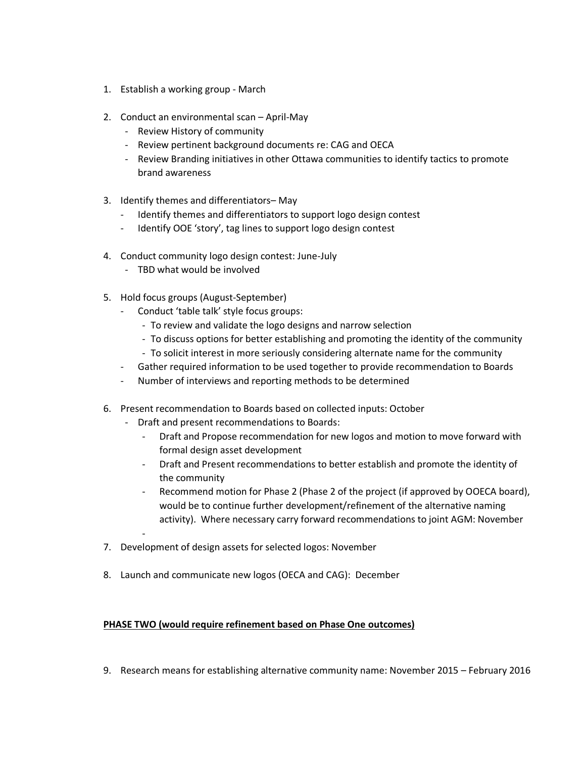1. Establish a working group - March

2. Conduct an environmental scan – April-May
   - Review History of community
   - Review pertinent background documents re: CAG and OECA
   - Review Branding initiatives in other Ottawa communities to identify tactics to promote brand awareness

3. Identify themes and differentiators– May
   - Identify themes and differentiators to support logo design contest
   - Identify OOE 'story', tag lines to support logo design contest

4. Conduct community logo design contest: June-July
   - TBD what would be involved

5. Hold focus groups (August-September)
   - Conduct 'table talk' style focus groups:
     - To review and validate the logo designs and narrow selection
     - To discuss options for better establishing and promoting the identity of the community
     - To solicit interest in more seriously considering alternate name for the community
   - Gather required information to be used together to provide recommendation to Boards
   - Number of interviews and reporting methods to be determined

6. Present recommendation to Boards based on collected inputs: October
   - Draft and present recommendations to Boards:
     - Draft and Propose recommendation for new logos and motion to move forward with formal design asset development
     - Draft and Present recommendations to better establish and promote the identity of the community
     - Recommend motion for Phase 2 (Phase 2 of the project (if approved by OOECA board), would be to continue further development/refinement of the alternative naming activity). Where necessary carry forward recommendations to joint AGM: November
   -

7. Development of design assets for selected logos: November

8. Launch and communicate new logos (OECA and CAG): December

**PHASE TWO (would require refinement based on Phase One outcomes)**

9. Research means for establishing alternative community name: November 2015 – February 2016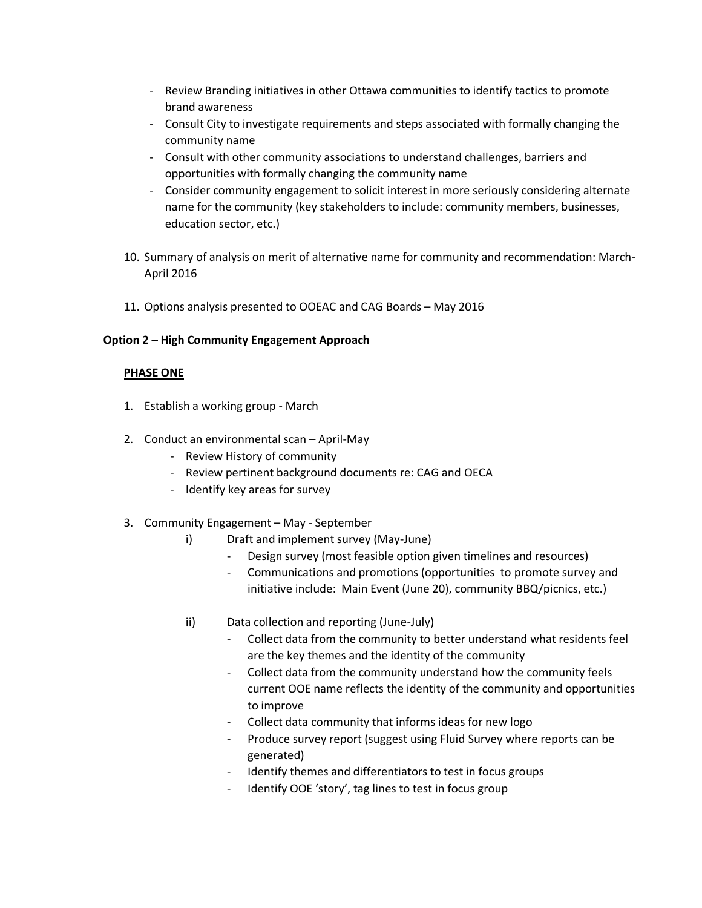- Review Branding initiatives in other Ottawa communities to identify tactics to promote brand awareness
- Consult City to investigate requirements and steps associated with formally changing the community name
- Consult with other community associations to understand challenges, barriers and opportunities with formally changing the community name
- Consider community engagement to solicit interest in more seriously considering alternate name for the community (key stakeholders to include: community members, businesses, education sector, etc.)

10. Summary of analysis on merit of alternative name for community and recommendation: March-April 2016

11. Options analysis presented to OOEAC and CAG Boards – May 2016

**Option 2 – High Community Engagement Approach**

**PHASE ONE**

1. Establish a working group - March

2. Conduct an environmental scan – April-May
   - Review History of community
   - Review pertinent background documents re: CAG and OECA
   - Identify key areas for survey

3. Community Engagement – May - September
   i) Draft and implement survey (May-June)
      - Design survey (most feasible option given timelines and resources)
      - Communications and promotions (opportunities to promote survey and initiative include: Main Event (June 20), community BBQ/picnics, etc.)

   ii) Data collection and reporting (June-July)
      - Collect data from the community to better understand what residents feel are the key themes and the identity of the community
      - Collect data from the community understand how the community feels current OOE name reflects the identity of the community and opportunities to improve
      - Collect data community that informs ideas for new logo
      - Produce survey report (suggest using Fluid Survey where reports can be generated)
      - Identify themes and differentiators to test in focus groups
      - Identify OOE 'story', tag lines to test in focus group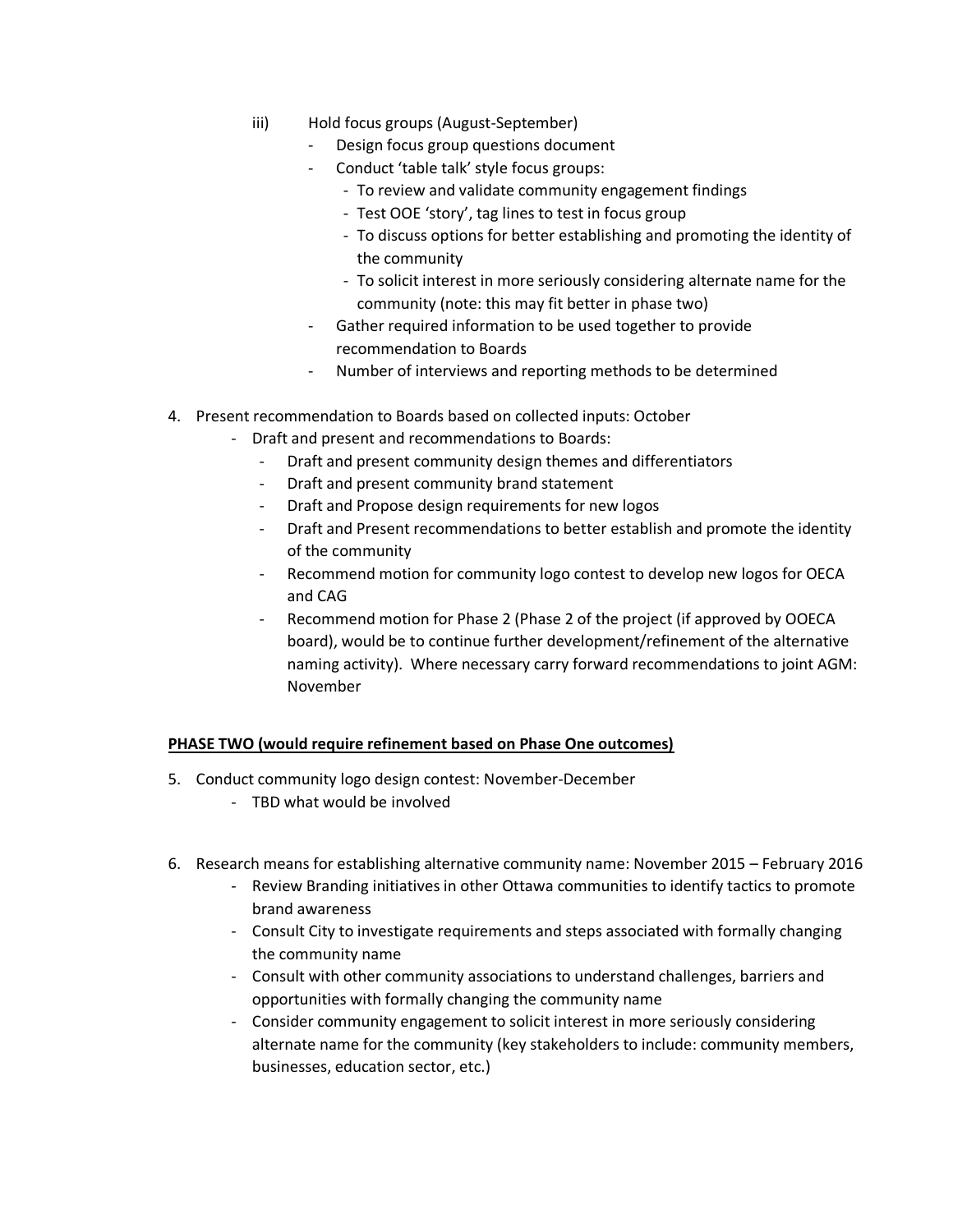iii) Hold focus groups (August-September)
   - Design focus group questions document
   - Conduct 'table talk' style focus groups:
     - To review and validate community engagement findings
     - Test OOE 'story', tag lines to test in focus group
     - To discuss options for better establishing and promoting the identity of the community
     - To solicit interest in more seriously considering alternate name for the community (note: this may fit better in phase two)
   - Gather required information to be used together to provide recommendation to Boards
   - Number of interviews and reporting methods to be determined

4. Present recommendation to Boards based on collected inputs: October
   - Draft and present and recommendations to Boards:
     - Draft and present community design themes and differentiators
     - Draft and present community brand statement
     - Draft and Propose design requirements for new logos
     - Draft and Present recommendations to better establish and promote the identity of the community
     - Recommend motion for community logo contest to develop new logos for OECA and CAG
     - Recommend motion for Phase 2 (Phase 2 of the project (if approved by OOECA board), would be to continue further development/refinement of the alternative naming activity). Where necessary carry forward recommendations to joint AGM: November

**PHASE TWO (would require refinement based on Phase One outcomes)**

5. Conduct community logo design contest: November-December
   - TBD what would be involved

6. Research means for establishing alternative community name: November 2015 – February 2016
   - Review Branding initiatives in other Ottawa communities to identify tactics to promote brand awareness
   - Consult City to investigate requirements and steps associated with formally changing the community name
   - Consult with other community associations to understand challenges, barriers and opportunities with formally changing the community name
   - Consider community engagement to solicit interest in more seriously considering alternate name for the community (key stakeholders to include: community members, businesses, education sector, etc.)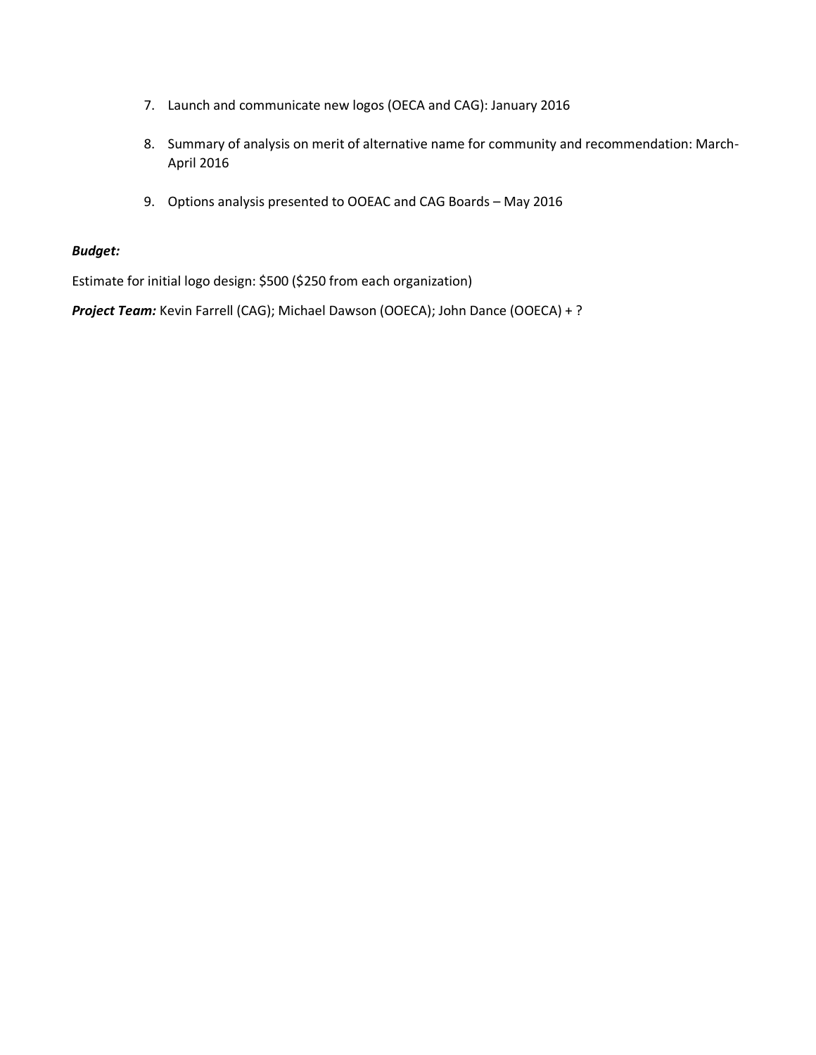7. Launch and communicate new logos (OECA and CAG): January 2016

8. Summary of analysis on merit of alternative name for community and recommendation: March-April 2016

9. Options analysis presented to OOEAC and CAG Boards – May 2016

***Budget:***

Estimate for initial logo design: $500 ($250 from each organization)

***Project Team:*** Kevin Farrell (CAG); Michael Dawson (OOECA); John Dance (OOECA) + ?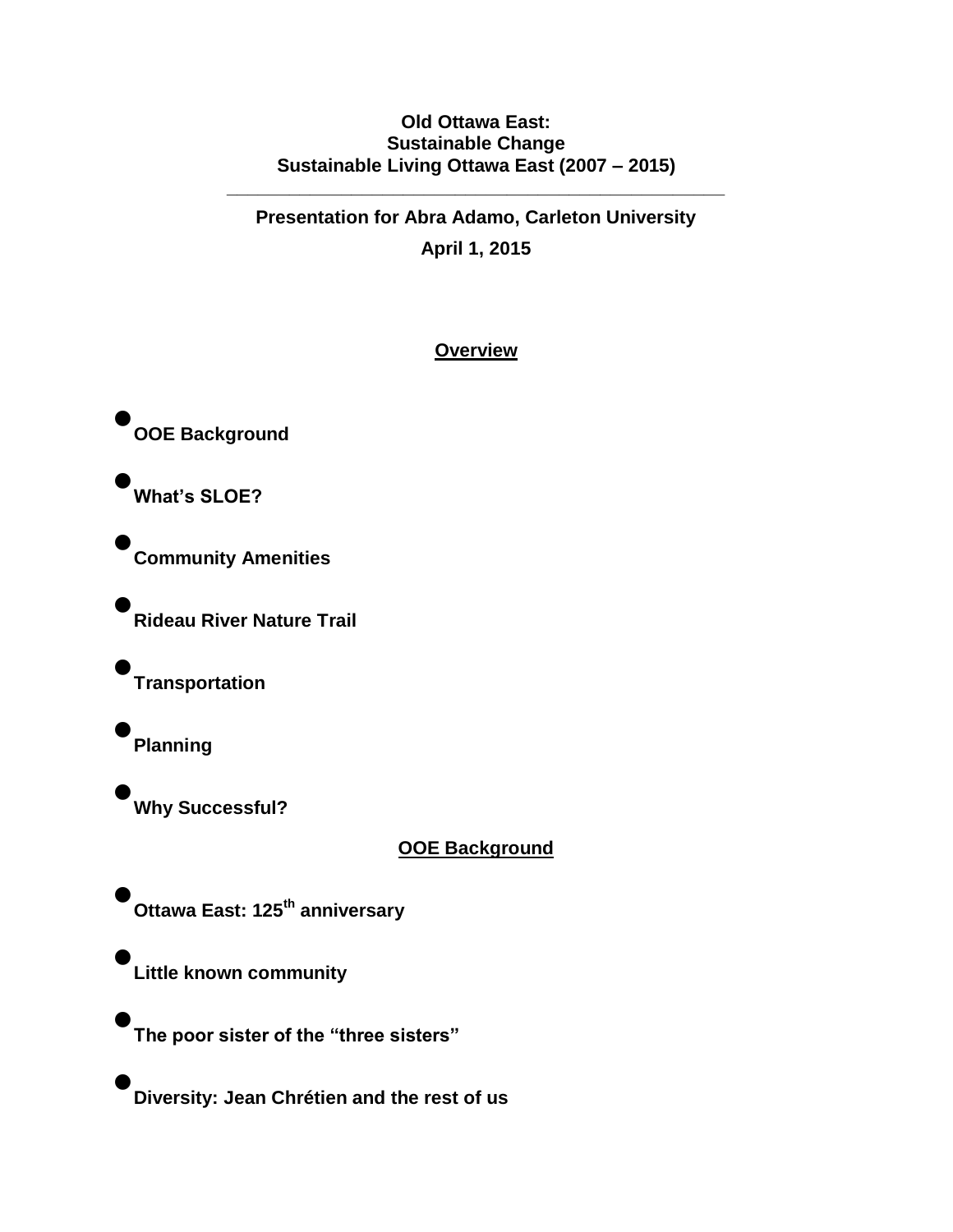**Old Ottawa East:**
**Sustainable Change**
**Sustainable Living Ottawa East (2007 – 2015)**

---

**Presentation for Abra Adamo, Carleton University**

**April 1, 2015**

## Overview

- **OOE Background**
- **What's SLOE?**
- **Community Amenities**
- **Rideau River Nature Trail**
- **Transportation**
- **Planning**
- **Why Successful?**

## OOE Background

- **Ottawa East: 125th anniversary**
- **Little known community**
- **The poor sister of the "three sisters"**
- **Diversity: Jean Chrétien and the rest of us**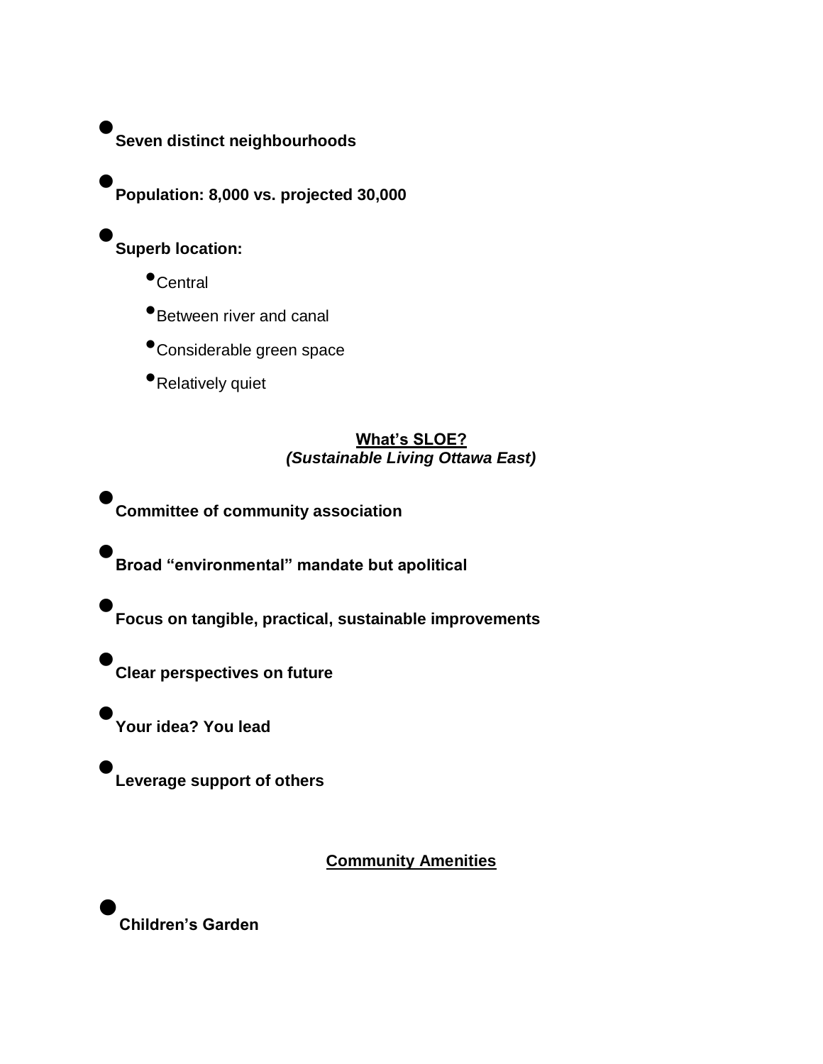- **Seven distinct neighbourhoods**
- **Population: 8,000 vs. projected 30,000**
- **Superb location:**
  - Central
  - Between river and canal
  - Considerable green space
  - Relatively quiet

## What's SLOE?

***(Sustainable Living Ottawa East)***

- **Committee of community association**
- **Broad "environmental" mandate but apolitical**
- **Focus on tangible, practical, sustainable improvements**
- **Clear perspectives on future**
- **Your idea? You lead**
- **Leverage support of others**

## Community Amenities

- **Children's Garden**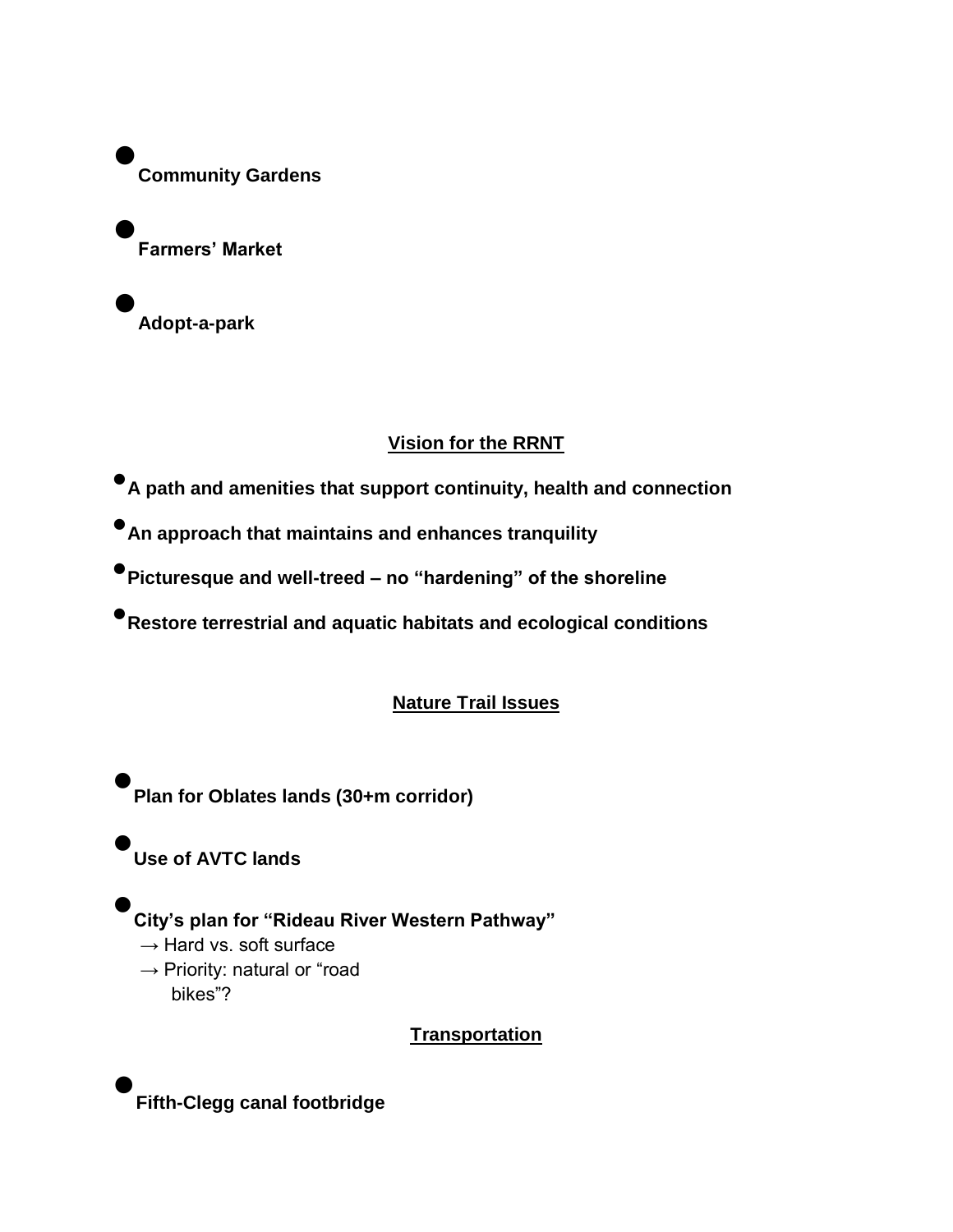- **Community Gardens**
- **Farmers' Market**
- **Adopt-a-park**

## Vision for the RRNT

- **A path and amenities that support continuity, health and connection**
- **An approach that maintains and enhances tranquility**
- **Picturesque and well-treed – no "hardening" of the shoreline**
- **Restore terrestrial and aquatic habitats and ecological conditions**

## Nature Trail Issues

- **Plan for Oblates lands (30+m corridor)**
- **Use of AVTC lands**
- **City's plan for "Rideau River Western Pathway"**
  → Hard vs. soft surface
  → Priority: natural or "road bikes"?

## Transportation

- **Fifth-Clegg canal footbridge**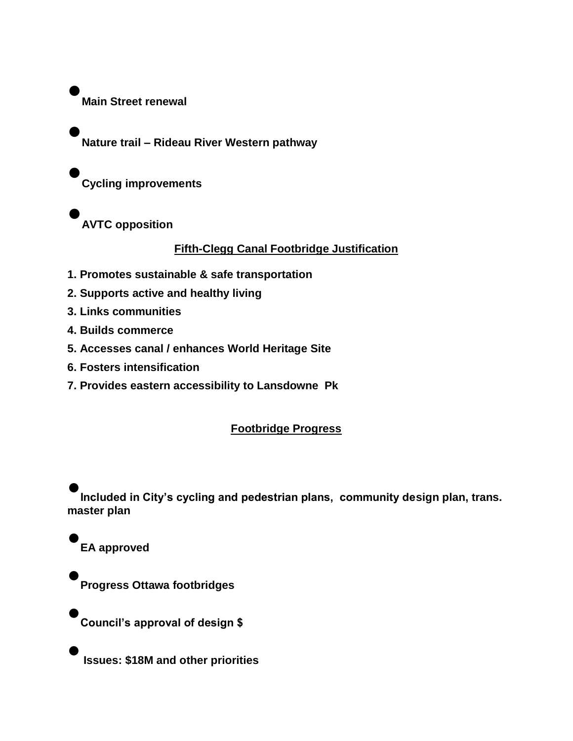- **Main Street renewal**
- **Nature trail – Rideau River Western pathway**
- **Cycling improvements**
- **AVTC opposition**

## Fifth-Clegg Canal Footbridge Justification

1. **Promotes sustainable & safe transportation**
2. **Supports active and healthy living**
3. **Links communities**
4. **Builds commerce**
5. **Accesses canal / enhances World Heritage Site**
6. **Fosters intensification**
7. **Provides eastern accessibility to Lansdowne Pk**

## Footbridge Progress

- **Included in City's cycling and pedestrian plans, community design plan, trans. master plan**
- **EA approved**
- **Progress Ottawa footbridges**
- **Council's approval of design $**
- **Issues: $18M and other priorities**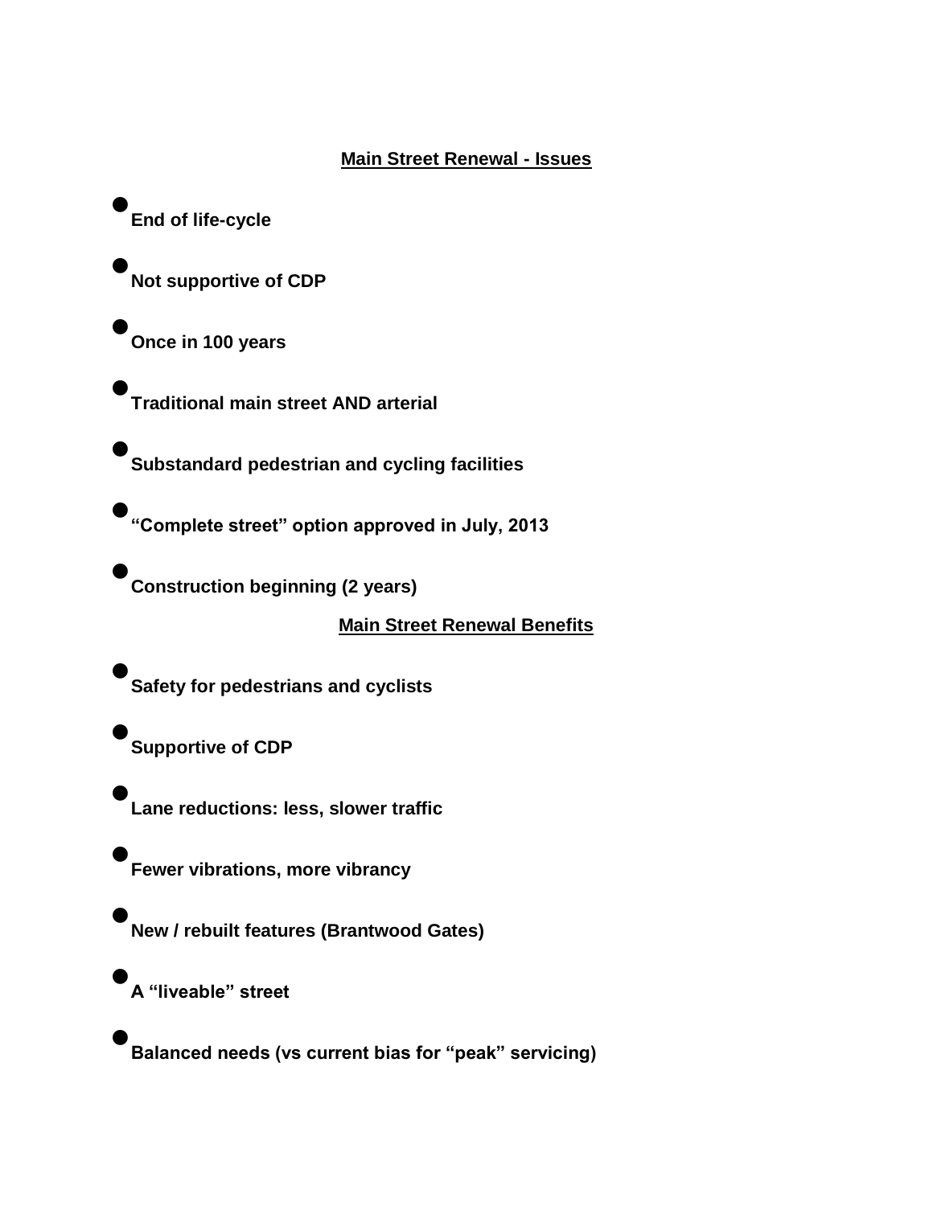## Main Street Renewal - Issues

- **End of life-cycle**
- **Not supportive of CDP**
- **Once in 100 years**
- **Traditional main street AND arterial**
- **Substandard pedestrian and cycling facilities**
- **"Complete street" option approved in July, 2013**
- **Construction beginning (2 years)**

## Main Street Renewal Benefits

- **Safety for pedestrians and cyclists**
- **Supportive of CDP**
- **Lane reductions: less, slower traffic**
- **Fewer vibrations, more vibrancy**
- **New / rebuilt features (Brantwood Gates)**
- **A "liveable" street**
- **Balanced needs (vs current bias for "peak" servicing)**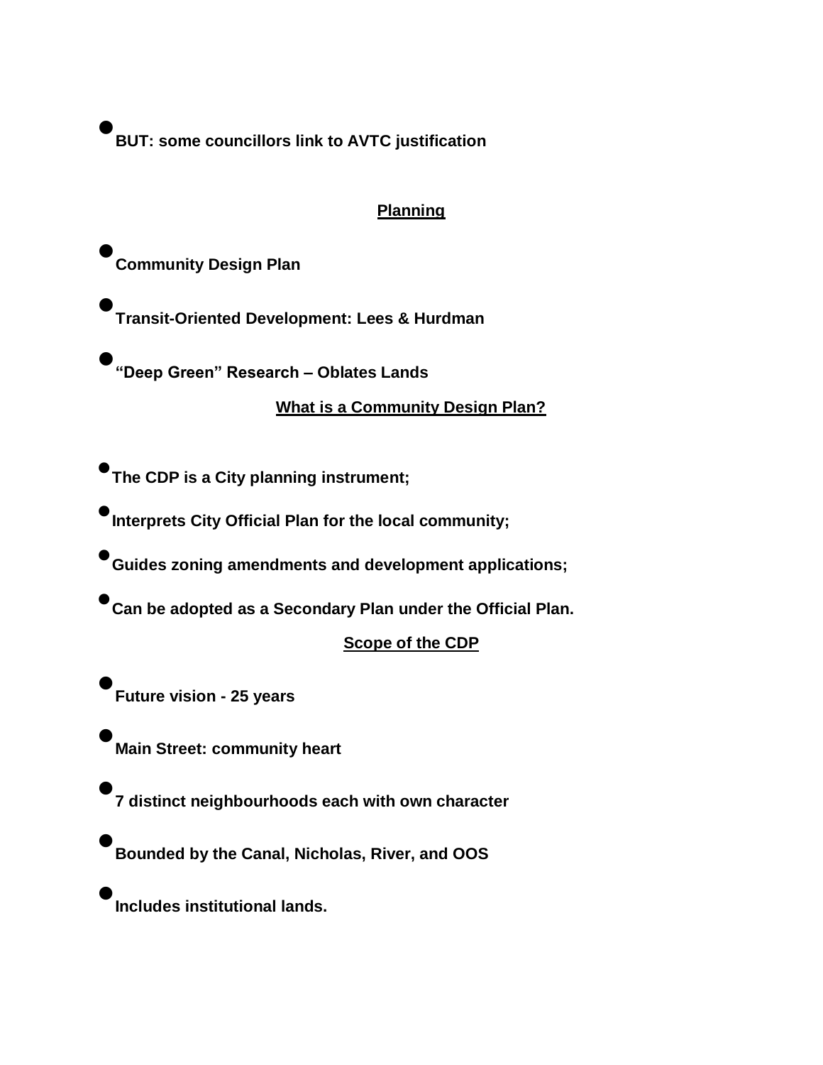- **BUT: some councillors link to AVTC justification**

## **Planning**

- **Community Design Plan**
- **Transit-Oriented Development: Lees & Hurdman**
- **"Deep Green" Research – Oblates Lands**

## **What is a Community Design Plan?**

- **The CDP is a City planning instrument;**
- **Interprets City Official Plan for the local community;**
- **Guides zoning amendments and development applications;**
- **Can be adopted as a Secondary Plan under the Official Plan.**

## **Scope of the CDP**

- **Future vision - 25 years**
- **Main Street: community heart**
- **7 distinct neighbourhoods each with own character**
- **Bounded by the Canal, Nicholas, River, and OOS**
- **Includes institutional lands.**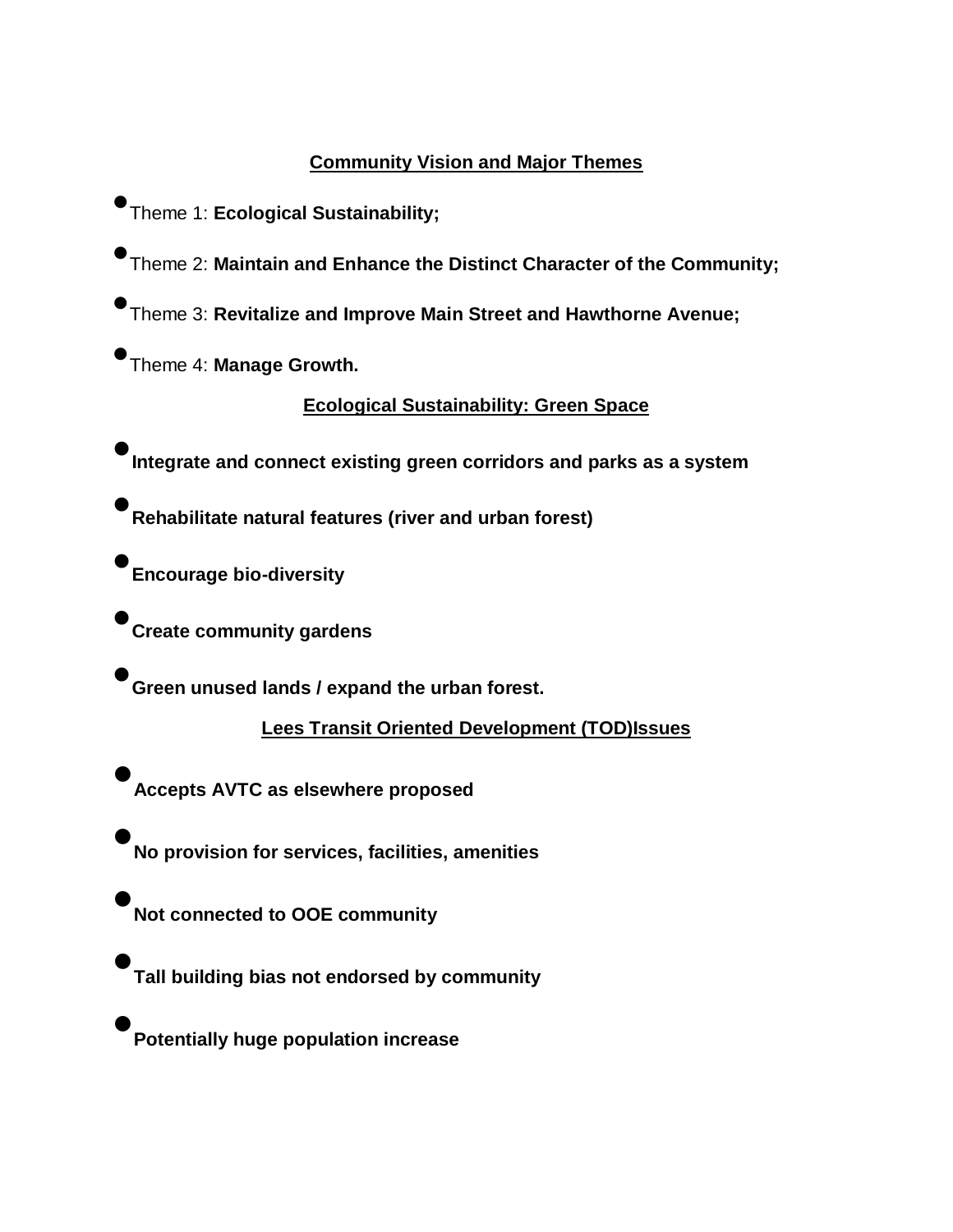## Community Vision and Major Themes

- Theme 1: **Ecological Sustainability;**
- Theme 2: **Maintain and Enhance the Distinct Character of the Community;**
- Theme 3: **Revitalize and Improve Main Street and Hawthorne Avenue;**
- Theme 4: **Manage Growth.**

## Ecological Sustainability: Green Space

- **Integrate and connect existing green corridors and parks as a system**
- **Rehabilitate natural features (river and urban forest)**
- **Encourage bio-diversity**
- **Create community gardens**
- **Green unused lands / expand the urban forest.**

## Lees Transit Oriented Development (TOD)Issues

- **Accepts AVTC as elsewhere proposed**
- **No provision for services, facilities, amenities**
- **Not connected to OOE community**
- **Tall building bias not endorsed by community**
- **Potentially huge population increase**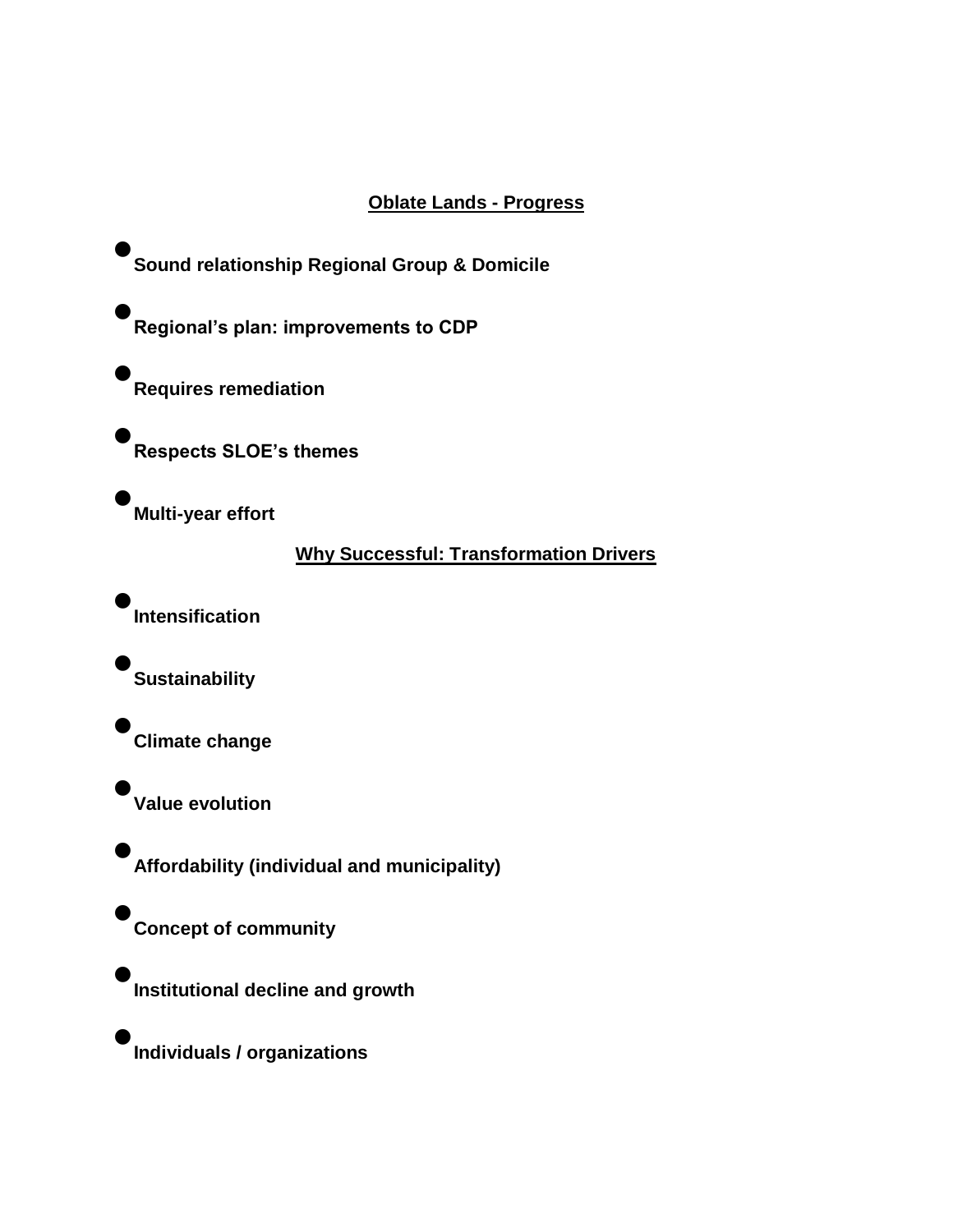## Oblate Lands - Progress

- **Sound relationship Regional Group & Domicile**
- **Regional's plan: improvements to CDP**
- **Requires remediation**
- **Respects SLOE's themes**
- **Multi-year effort**

## Why Successful: Transformation Drivers

- **Intensification**
- **Sustainability**
- **Climate change**
- **Value evolution**
- **Affordability (individual and municipality)**
- **Concept of community**
- **Institutional decline and growth**
- **Individuals / organizations**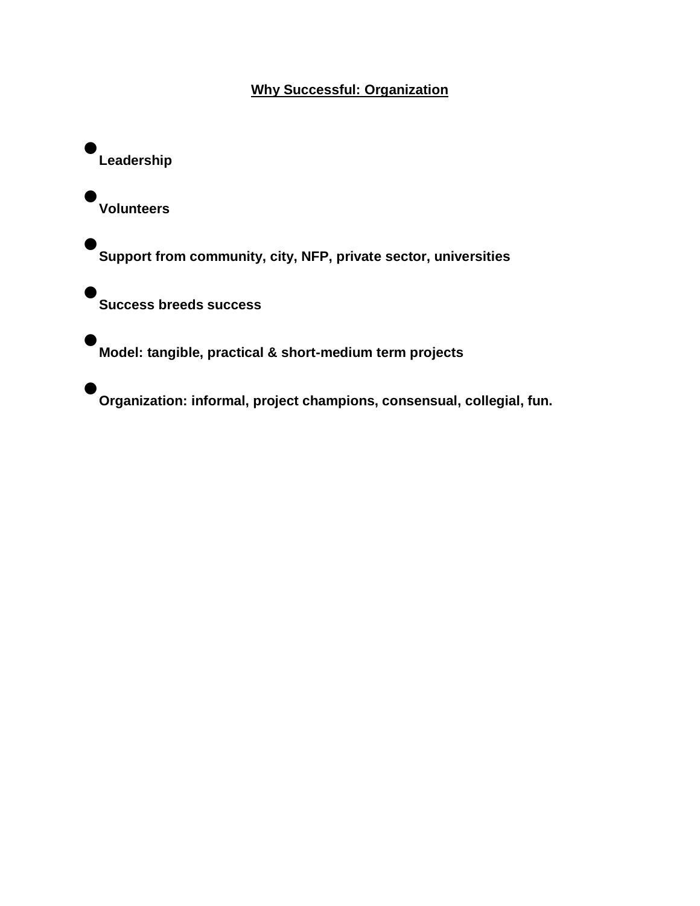## Why Successful: Organization

- **Leadership**
- **Volunteers**
- **Support from community, city, NFP, private sector, universities**
- **Success breeds success**
- **Model: tangible, practical & short-medium term projects**
- **Organization: informal, project champions, consensual, collegial, fun.**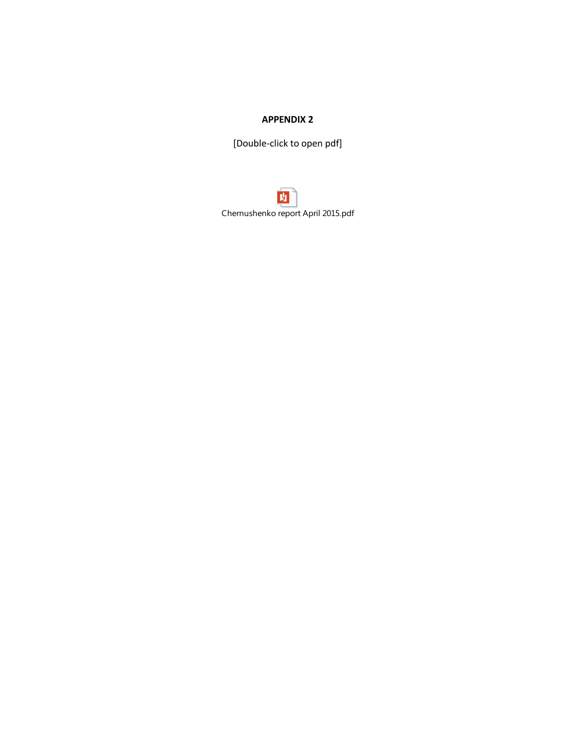# APPENDIX 2

[Double-click to open pdf]

Chernushenko report April 2015.pdf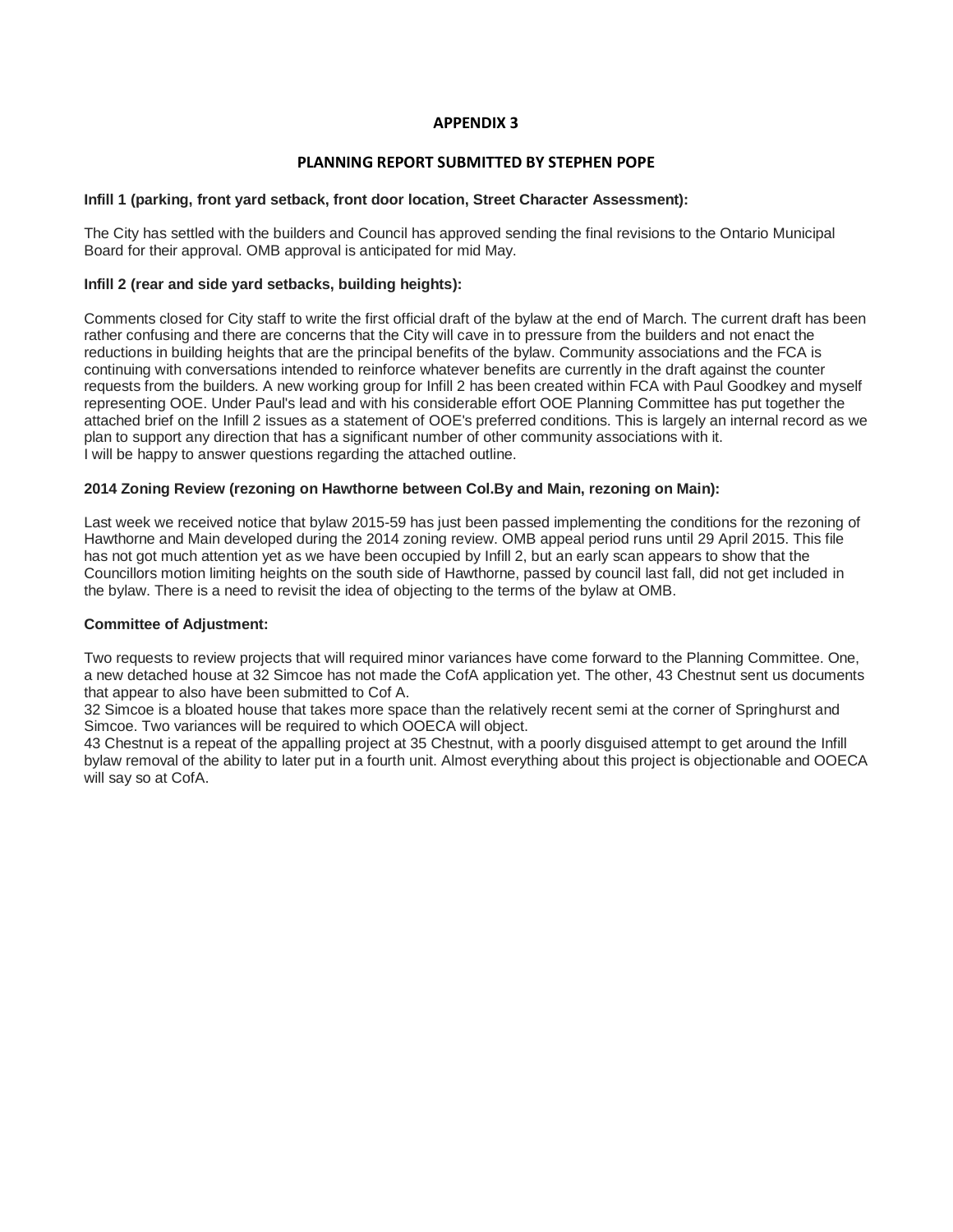# APPENDIX 3

## PLANNING REPORT SUBMITTED BY STEPHEN POPE

**Infill 1 (parking, front yard setback, front door location, Street Character Assessment):**

The City has settled with the builders and Council has approved sending the final revisions to the Ontario Municipal Board for their approval. OMB approval is anticipated for mid May.

**Infill 2 (rear and side yard setbacks, building heights):**

Comments closed for City staff to write the first official draft of the bylaw at the end of March. The current draft has been rather confusing and there are concerns that the City will cave in to pressure from the builders and not enact the reductions in building heights that are the principal benefits of the bylaw. Community associations and the FCA is continuing with conversations intended to reinforce whatever benefits are currently in the draft against the counter requests from the builders. A new working group for Infill 2 has been created within FCA with Paul Goodkey and myself representing OOE. Under Paul's lead and with his considerable effort OOE Planning Committee has put together the attached brief on the Infill 2 issues as a statement of OOE's preferred conditions. This is largely an internal record as we plan to support any direction that has a significant number of other community associations with it.
I will be happy to answer questions regarding the attached outline.

**2014 Zoning Review (rezoning on Hawthorne between Col.By and Main, rezoning on Main):**

Last week we received notice that bylaw 2015-59 has just been passed implementing the conditions for the rezoning of Hawthorne and Main developed during the 2014 zoning review. OMB appeal period runs until 29 April 2015. This file has not got much attention yet as we have been occupied by Infill 2, but an early scan appears to show that the Councillors motion limiting heights on the south side of Hawthorne, passed by council last fall, did not get included in the bylaw. There is a need to revisit the idea of objecting to the terms of the bylaw at OMB.

**Committee of Adjustment:**

Two requests to review projects that will required minor variances have come forward to the Planning Committee. One, a new detached house at 32 Simcoe has not made the CofA application yet. The other, 43 Chestnut sent us documents that appear to also have been submitted to Cof A.
32 Simcoe is a bloated house that takes more space than the relatively recent semi at the corner of Springhurst and Simcoe. Two variances will be required to which OOECA will object.
43 Chestnut is a repeat of the appalling project at 35 Chestnut, with a poorly disguised attempt to get around the Infill bylaw removal of the ability to later put in a fourth unit. Almost everything about this project is objectionable and OOECA will say so at CofA.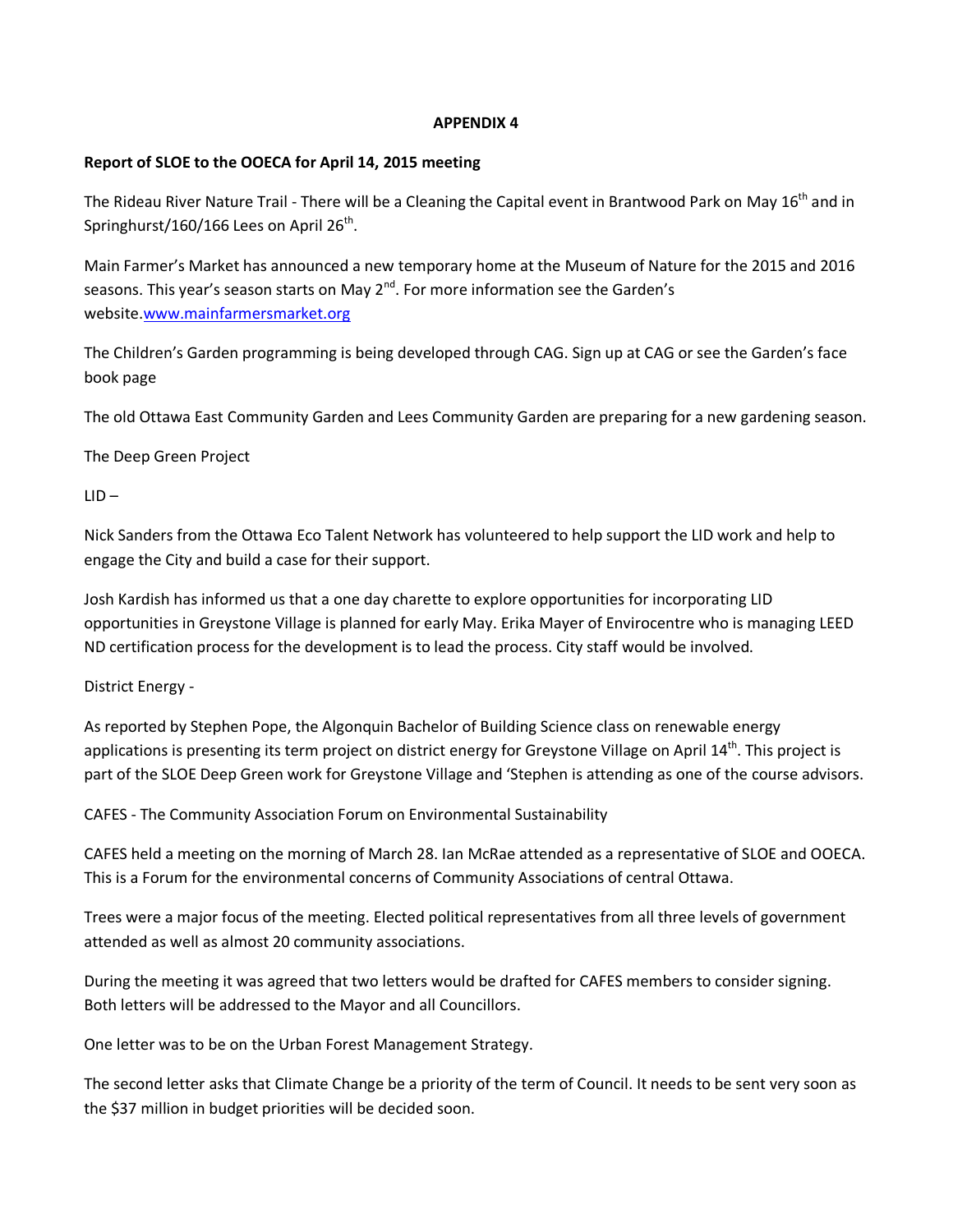**APPENDIX 4**

**Report of SLOE to the OOECA for April 14, 2015 meeting**

The Rideau River Nature Trail - There will be a Cleaning the Capital event in Brantwood Park on May 16th and in Springhurst/160/166 Lees on April 26th.

Main Farmer's Market has announced a new temporary home at the Museum of Nature for the 2015 and 2016 seasons. This year's season starts on May 2nd. For more information see the Garden's website.[www.mainfarmersmarket.org](http://www.mainfarmersmarket.org)

The Children's Garden programming is being developed through CAG. Sign up at CAG or see the Garden's face book page

The old Ottawa East Community Garden and Lees Community Garden are preparing for a new gardening season.

The Deep Green Project

LID –

Nick Sanders from the Ottawa Eco Talent Network has volunteered to help support the LID work and help to engage the City and build a case for their support.

Josh Kardish has informed us that a one day charette to explore opportunities for incorporating LID opportunities in Greystone Village is planned for early May. Erika Mayer of Envirocentre who is managing LEED ND certification process for the development is to lead the process. City staff would be involved.

District Energy -

As reported by Stephen Pope, the Algonquin Bachelor of Building Science class on renewable energy applications is presenting its term project on district energy for Greystone Village on April 14th. This project is part of the SLOE Deep Green work for Greystone Village and 'Stephen is attending as one of the course advisors.

CAFES - The Community Association Forum on Environmental Sustainability

CAFES held a meeting on the morning of March 28. Ian McRae attended as a representative of SLOE and OOECA. This is a Forum for the environmental concerns of Community Associations of central Ottawa.

Trees were a major focus of the meeting. Elected political representatives from all three levels of government attended as well as almost 20 community associations.

During the meeting it was agreed that two letters would be drafted for CAFES members to consider signing. Both letters will be addressed to the Mayor and all Councillors.

One letter was to be on the Urban Forest Management Strategy.

The second letter asks that Climate Change be a priority of the term of Council. It needs to be sent very soon as the $37 million in budget priorities will be decided soon.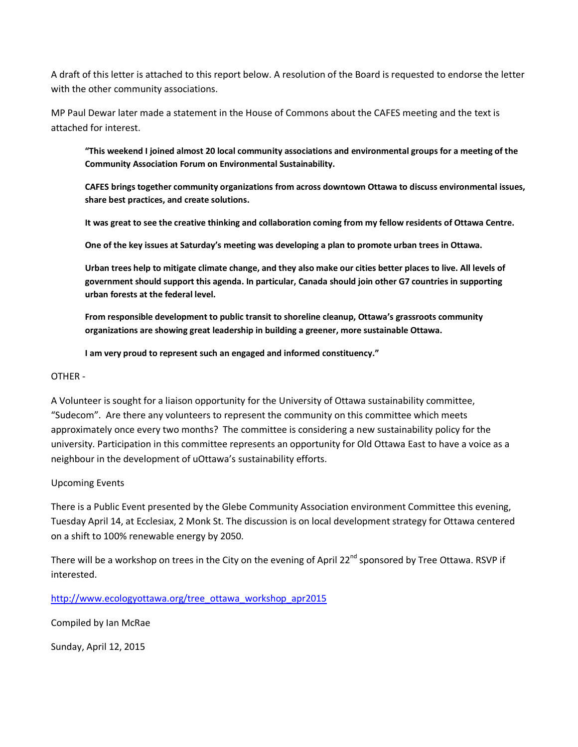A draft of this letter is attached to this report below. A resolution of the Board is requested to endorse the letter with the other community associations.

MP Paul Dewar later made a statement in the House of Commons about the CAFES meeting and the text is attached for interest.

> **"This weekend I joined almost 20 local community associations and environmental groups for a meeting of the Community Association Forum on Environmental Sustainability.**
>
> **CAFES brings together community organizations from across downtown Ottawa to discuss environmental issues, share best practices, and create solutions.**
>
> **It was great to see the creative thinking and collaboration coming from my fellow residents of Ottawa Centre.**
>
> **One of the key issues at Saturday's meeting was developing a plan to promote urban trees in Ottawa.**
>
> **Urban trees help to mitigate climate change, and they also make our cities better places to live. All levels of government should support this agenda. In particular, Canada should join other G7 countries in supporting urban forests at the federal level.**
>
> **From responsible development to public transit to shoreline cleanup, Ottawa's grassroots community organizations are showing great leadership in building a greener, more sustainable Ottawa.**
>
> **I am very proud to represent such an engaged and informed constituency."**

OTHER -

A Volunteer is sought for a liaison opportunity for the University of Ottawa sustainability committee, "Sudecom". Are there any volunteers to represent the community on this committee which meets approximately once every two months? The committee is considering a new sustainability policy for the university. Participation in this committee represents an opportunity for Old Ottawa East to have a voice as a neighbour in the development of uOttawa's sustainability efforts.

Upcoming Events

There is a Public Event presented by the Glebe Community Association environment Committee this evening, Tuesday April 14, at Ecclesiax, 2 Monk St. The discussion is on local development strategy for Ottawa centered on a shift to 100% renewable energy by 2050.

There will be a workshop on trees in the City on the evening of April 22nd sponsored by Tree Ottawa. RSVP if interested.

http://www.ecologyottawa.org/tree_ottawa_workshop_apr2015

Compiled by Ian McRae

Sunday, April 12, 2015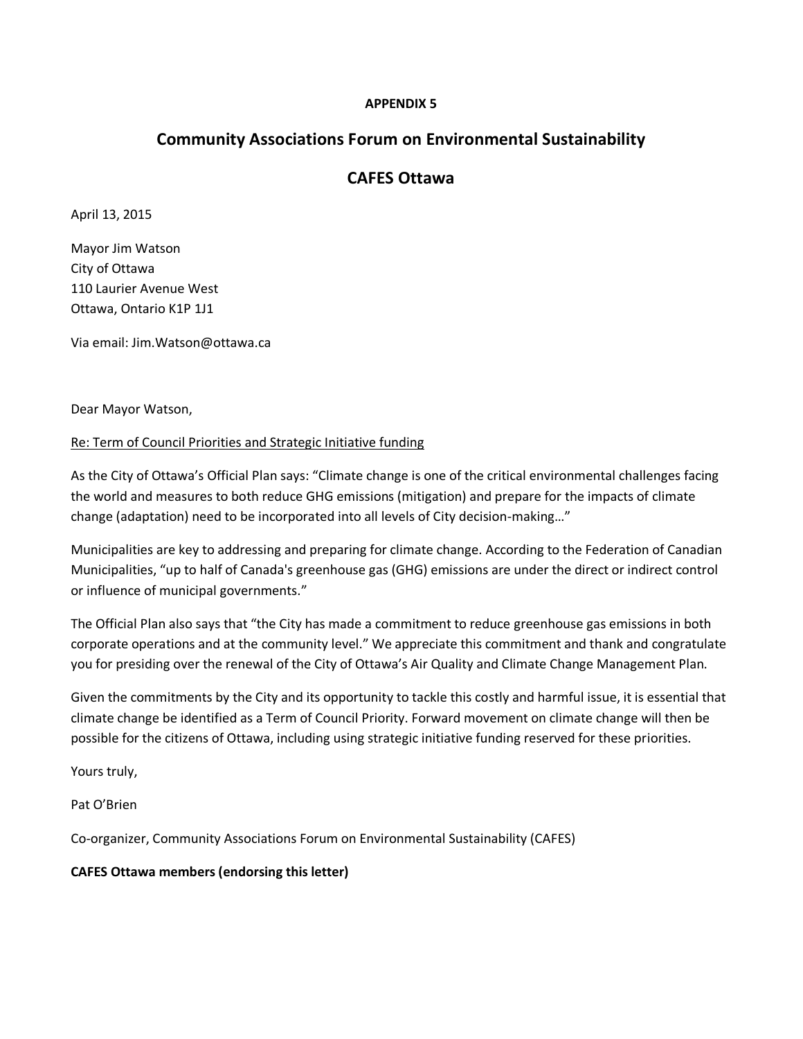**APPENDIX 5**

## Community Associations Forum on Environmental Sustainability

## CAFES Ottawa

April 13, 2015

Mayor Jim Watson
City of Ottawa
110 Laurier Avenue West
Ottawa, Ontario K1P 1J1

Via email: Jim.Watson@ottawa.ca

Dear Mayor Watson,

Re: Term of Council Priorities and Strategic Initiative funding

As the City of Ottawa's Official Plan says: "Climate change is one of the critical environmental challenges facing the world and measures to both reduce GHG emissions (mitigation) and prepare for the impacts of climate change (adaptation) need to be incorporated into all levels of City decision-making…"

Municipalities are key to addressing and preparing for climate change. According to the Federation of Canadian Municipalities, "up to half of Canada's greenhouse gas (GHG) emissions are under the direct or indirect control or influence of municipal governments."

The Official Plan also says that "the City has made a commitment to reduce greenhouse gas emissions in both corporate operations and at the community level." We appreciate this commitment and thank and congratulate you for presiding over the renewal of the City of Ottawa's Air Quality and Climate Change Management Plan.

Given the commitments by the City and its opportunity to tackle this costly and harmful issue, it is essential that climate change be identified as a Term of Council Priority. Forward movement on climate change will then be possible for the citizens of Ottawa, including using strategic initiative funding reserved for these priorities.

Yours truly,

Pat O'Brien

Co-organizer, Community Associations Forum on Environmental Sustainability (CAFES)

**CAFES Ottawa members (endorsing this letter)**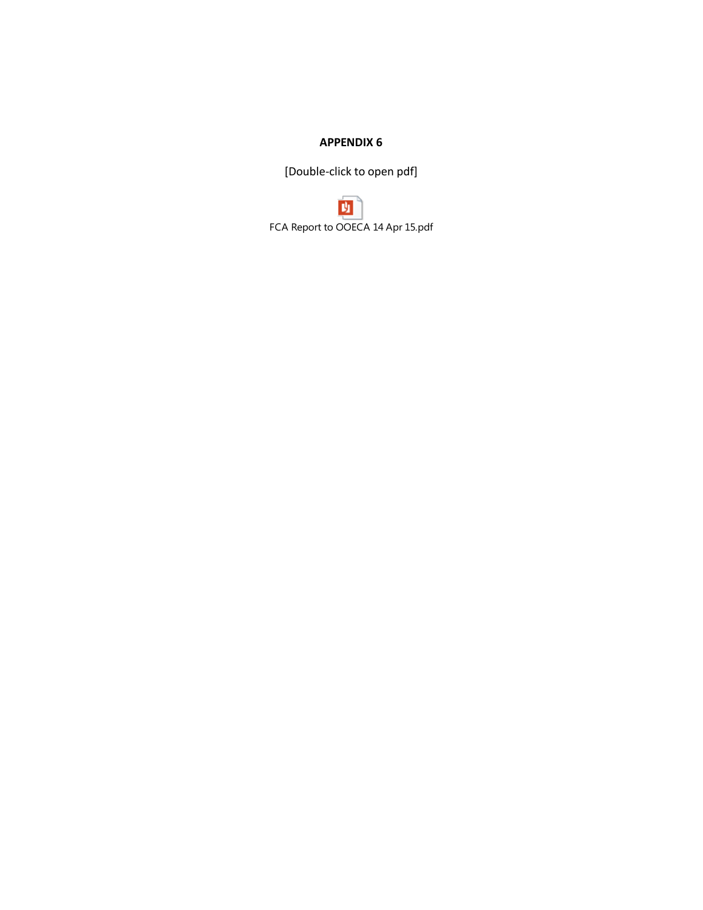**APPENDIX 6**

[Double-click to open pdf]

FCA Report to OOECA 14 Apr 15.pdf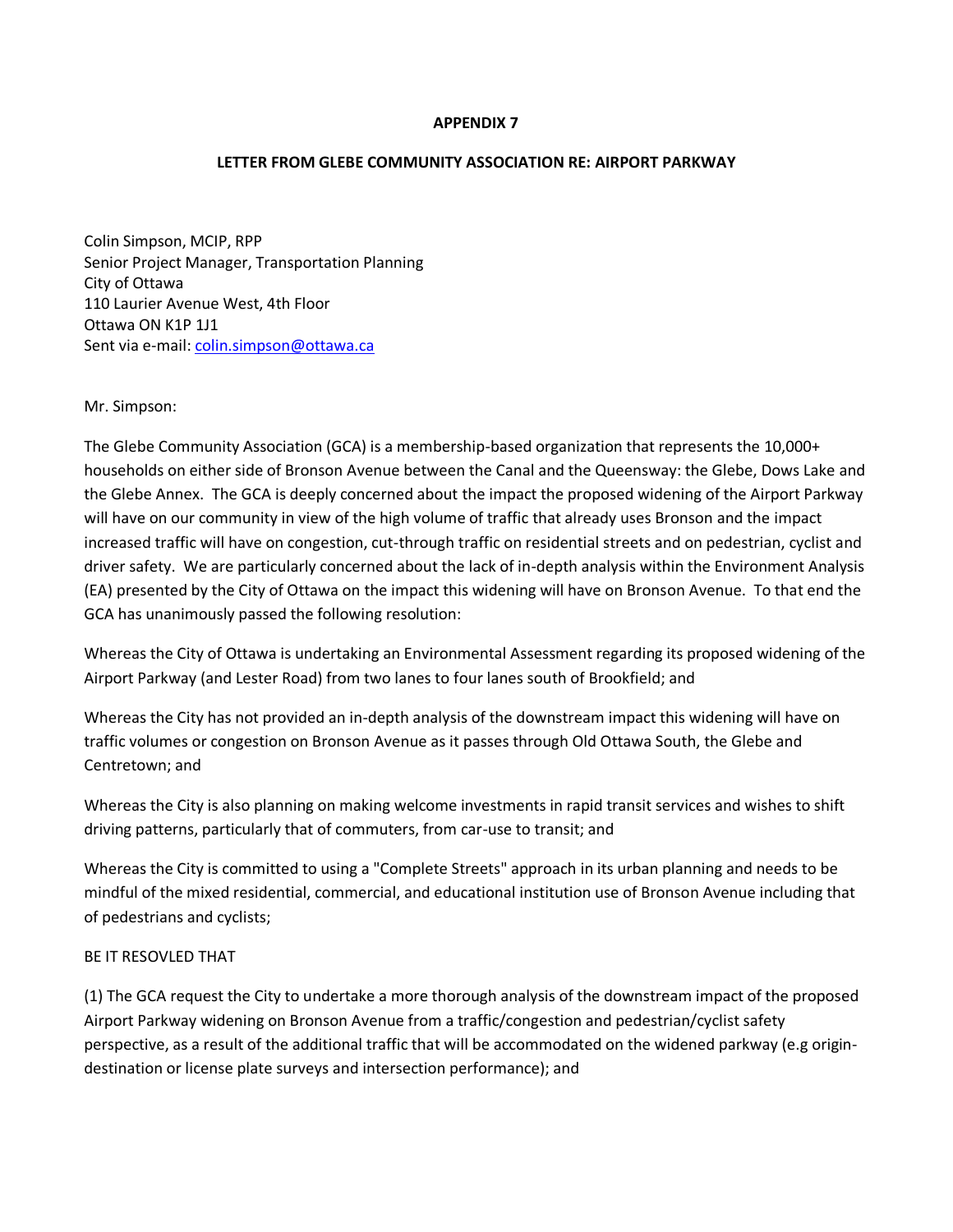**APPENDIX 7**

**LETTER FROM GLEBE COMMUNITY ASSOCIATION RE: AIRPORT PARKWAY**

Colin Simpson, MCIP, RPP
Senior Project Manager, Transportation Planning
City of Ottawa
110 Laurier Avenue West, 4th Floor
Ottawa ON K1P 1J1
Sent via e-mail: colin.simpson@ottawa.ca

Mr. Simpson:

The Glebe Community Association (GCA) is a membership-based organization that represents the 10,000+ households on either side of Bronson Avenue between the Canal and the Queensway: the Glebe, Dows Lake and the Glebe Annex. The GCA is deeply concerned about the impact the proposed widening of the Airport Parkway will have on our community in view of the high volume of traffic that already uses Bronson and the impact increased traffic will have on congestion, cut-through traffic on residential streets and on pedestrian, cyclist and driver safety. We are particularly concerned about the lack of in-depth analysis within the Environment Analysis (EA) presented by the City of Ottawa on the impact this widening will have on Bronson Avenue. To that end the GCA has unanimously passed the following resolution:

Whereas the City of Ottawa is undertaking an Environmental Assessment regarding its proposed widening of the Airport Parkway (and Lester Road) from two lanes to four lanes south of Brookfield; and

Whereas the City has not provided an in-depth analysis of the downstream impact this widening will have on traffic volumes or congestion on Bronson Avenue as it passes through Old Ottawa South, the Glebe and Centretown; and

Whereas the City is also planning on making welcome investments in rapid transit services and wishes to shift driving patterns, particularly that of commuters, from car-use to transit; and

Whereas the City is committed to using a "Complete Streets" approach in its urban planning and needs to be mindful of the mixed residential, commercial, and educational institution use of Bronson Avenue including that of pedestrians and cyclists;

BE IT RESOVLED THAT

(1) The GCA request the City to undertake a more thorough analysis of the downstream impact of the proposed Airport Parkway widening on Bronson Avenue from a traffic/congestion and pedestrian/cyclist safety perspective, as a result of the additional traffic that will be accommodated on the widened parkway (e.g origin-destination or license plate surveys and intersection performance); and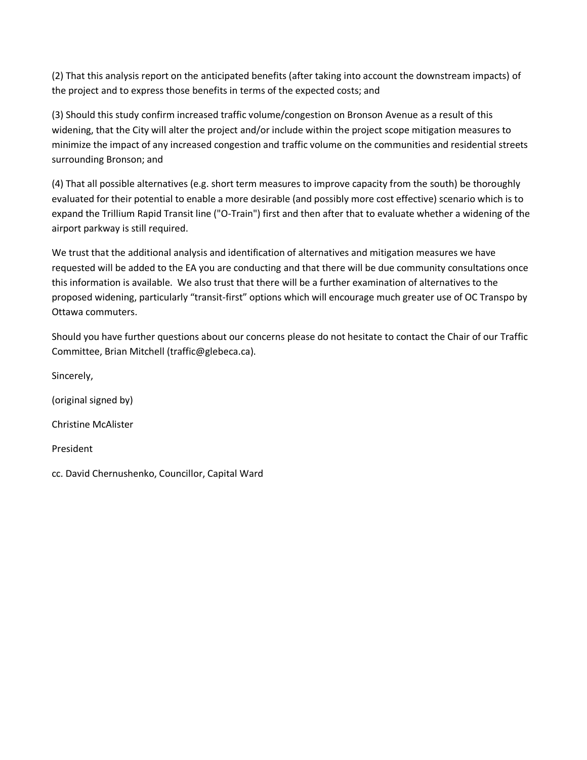(2) That this analysis report on the anticipated benefits (after taking into account the downstream impacts) of the project and to express those benefits in terms of the expected costs; and

(3) Should this study confirm increased traffic volume/congestion on Bronson Avenue as a result of this widening, that the City will alter the project and/or include within the project scope mitigation measures to minimize the impact of any increased congestion and traffic volume on the communities and residential streets surrounding Bronson; and

(4) That all possible alternatives (e.g. short term measures to improve capacity from the south) be thoroughly evaluated for their potential to enable a more desirable (and possibly more cost effective) scenario which is to expand the Trillium Rapid Transit line ("O-Train") first and then after that to evaluate whether a widening of the airport parkway is still required.

We trust that the additional analysis and identification of alternatives and mitigation measures we have requested will be added to the EA you are conducting and that there will be due community consultations once this information is available. We also trust that there will be a further examination of alternatives to the proposed widening, particularly "transit-first" options which will encourage much greater use of OC Transpo by Ottawa commuters.

Should you have further questions about our concerns please do not hesitate to contact the Chair of our Traffic Committee, Brian Mitchell (traffic@glebeca.ca).

Sincerely,

(original signed by)

Christine McAlister

President

cc. David Chernushenko, Councillor, Capital Ward